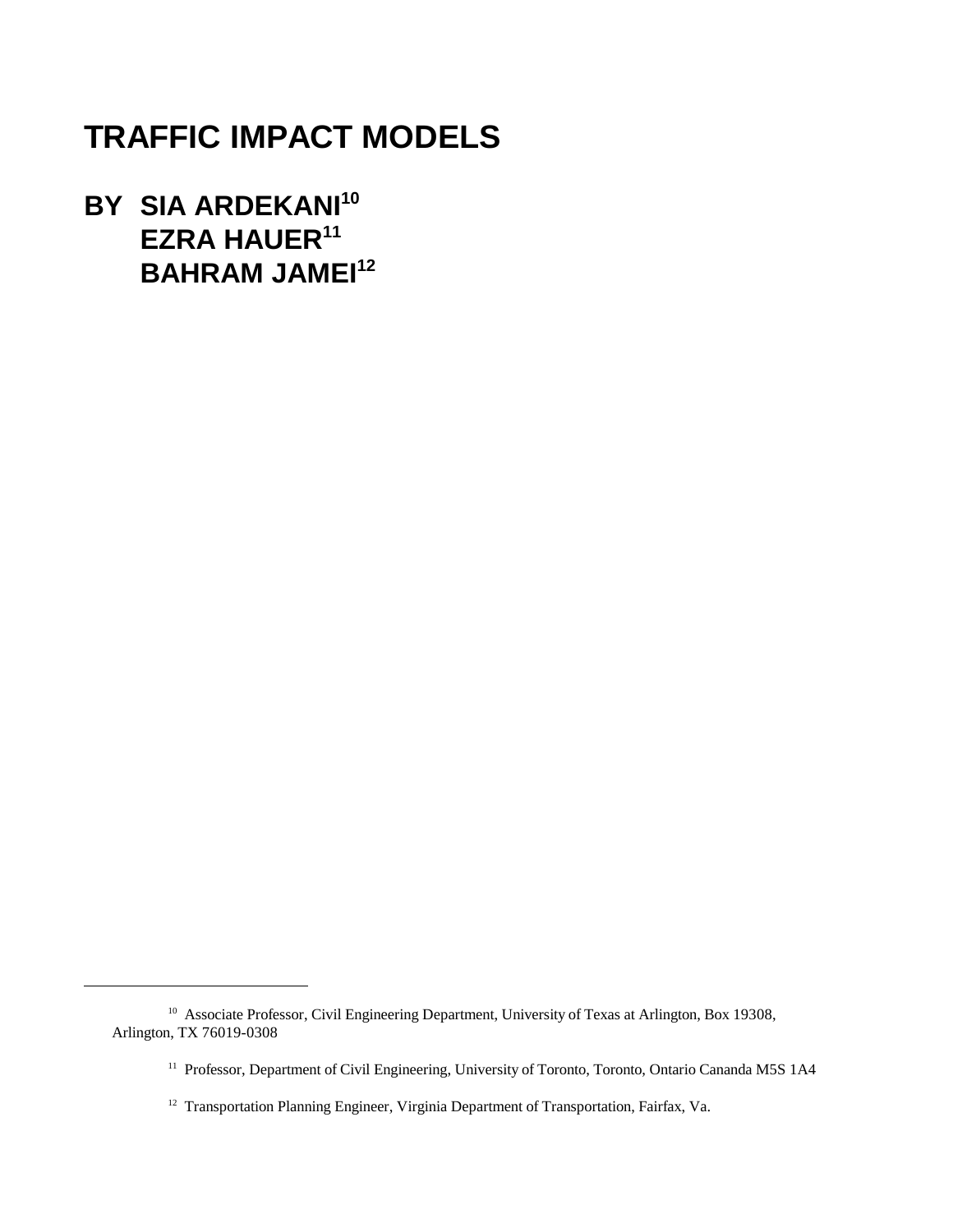# TRAFFIC IMPACT MODELS

## BY SIA ARDEKANI[10]
## EZRA HAUER[11]
## BAHRAM JAMEI[12]

---

[10] Associate Professor, Civil Engineering Department, University of Texas at Arlington, Box 19308, Arlington, TX 76019-0308

[11] Professor, Department of Civil Engineering, University of Toronto, Toronto, Ontario Cananda M5S 1A4

[12] Transportation Planning Engineer, Virginia Department of Transportation, Fairfax, Va.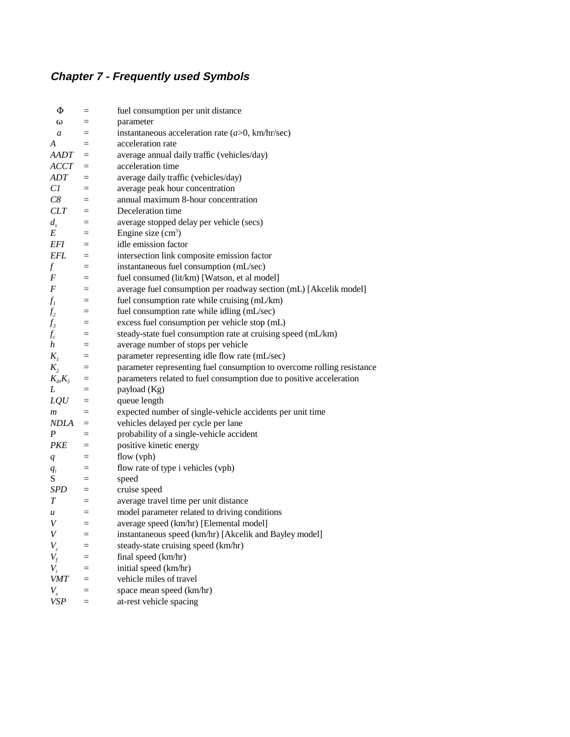### *Chapter 7 - Frequently used Symbols*

| | | |
|---|---|---|
| $\Phi$ | = | fuel consumption per unit distance |
| $\omega$ | = | parameter |
| $a$ | = | instantaneous acceleration rate ($a$>0, km/hr/sec) |
| $A$ | = | acceleration rate |
| *AADT* | = | average annual daily traffic (vehicles/day) |
| *ACCT* | = | acceleration time |
| *ADT* | = | average daily traffic (vehicles/day) |
| *C1* | = | average peak hour concentration |
| *C8* | = | annual maximum 8-hour concentration |
| *CLT* | = | Deceleration time |
| $d_s$ | = | average stopped delay per vehicle (secs) |
| $E$ | = | Engine size ($cm^3$) |
| *EFI* | = | idle emission factor |
| *EFL* | = | intersection link composite emission factor |
| $f$ | = | instantaneous fuel consumption (mL/sec) |
| $F$ | = | fuel consumed (lit/km) [Watson, et al model] |
| $F$ | = | average fuel consumption per roadway section (mL) [Akcelik model] |
| $f_1$ | = | fuel consumption rate while cruising (mL/km) |
| $f_2$ | = | fuel consumption rate while idling (mL/sec) |
| $f_3$ | = | excess fuel consumption per vehicle stop (mL) |
| $f_c$ | = | steady-state fuel consumption rate at cruising speed (mL/km) |
| $h$ | = | average number of stops per vehicle |
| $K_1$ | = | parameter representing idle flow rate (mL/sec) |
| $K_2$ | = | parameter representing fuel consumption to overcome rolling resistance |
| $K_4$,$K_5$ | = | parameters related to fuel consumption due to positive acceleration |
| $L$ | = | payload (Kg) |
| *LQU* | = | queue length |
| $m$ | = | expected number of single-vehicle accidents per unit time |
| *NDLA* | = | vehicles delayed per cycle per lane |
| $P$ | = | probability of a single-vehicle accident |
| *PKE* | = | positive kinetic energy |
| $q$ | = | flow (vph) |
| $q_i$ | = | flow rate of type i vehicles (vph) |
| S | = | speed |
| *SPD* | = | cruise speed |
| $T$ | = | average travel time per unit distance |
| $u$ | = | model parameter related to driving conditions |
| $V$ | = | average speed (km/hr) [Elemental model] |
| $V$ | = | instantaneous speed (km/hr) [Akcelik and Bayley model] |
| $V_c$ | = | steady-state cruising speed (km/hr) |
| $V_f$ | = | final speed (km/hr) |
| $V_i$ | = | initial speed (km/hr) |
| *VMT* | = | vehicle miles of travel |
| $V_s$ | = | space mean speed (km/hr) |
| *VSP* | = | at-rest vehicle spacing |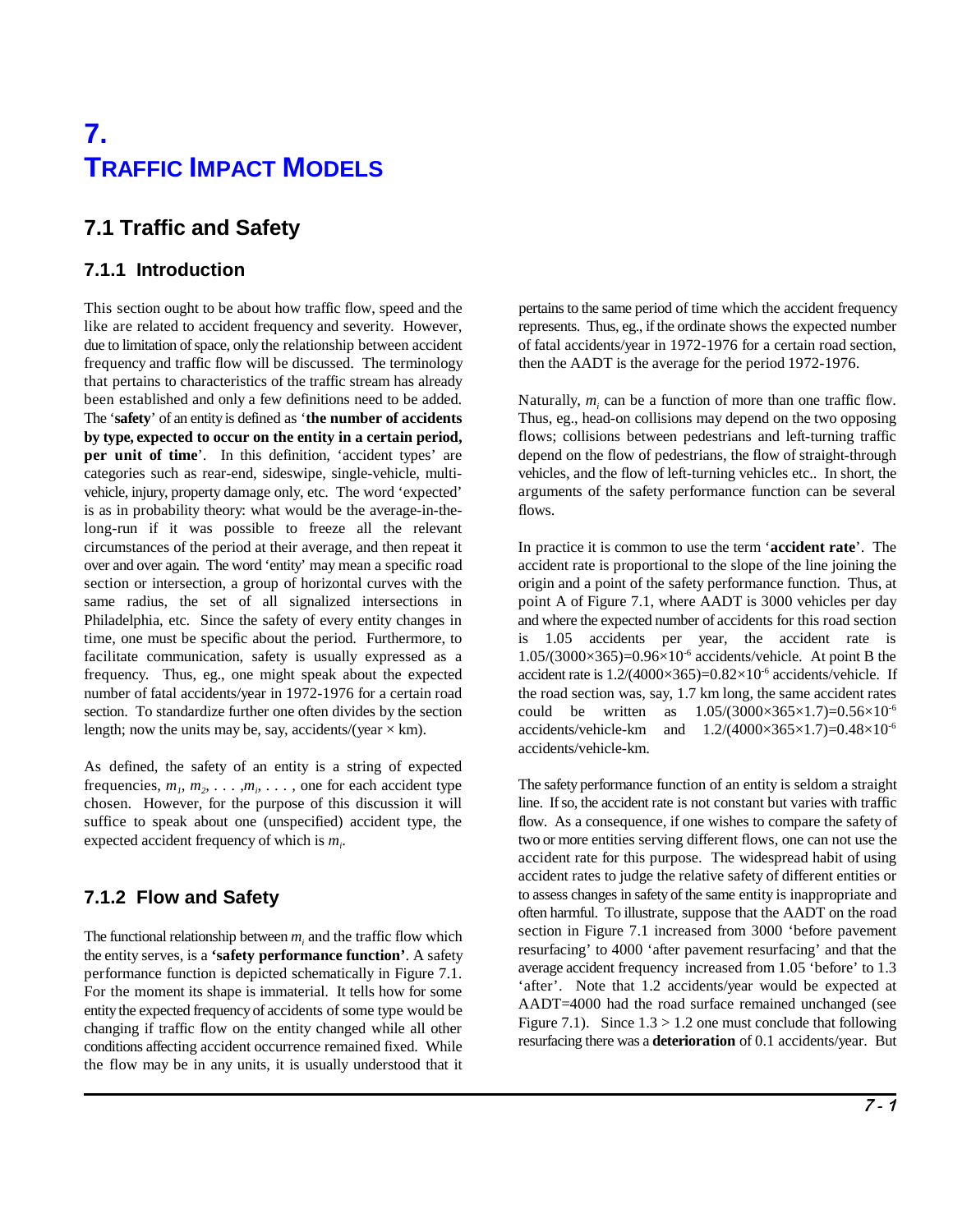# 7. TRAFFIC IMPACT MODELS

## 7.1 Traffic and Safety

### 7.1.1 Introduction

This section ought to be about how traffic flow, speed and the like are related to accident frequency and severity. However, due to limitation of space, only the relationship between accident frequency and traffic flow will be discussed. The terminology that pertains to characteristics of the traffic stream has already been established and only a few definitions need to be added. The '**safety**' of an entity is defined as '**the number of accidents by type, expected to occur on the entity in a certain period, per unit of time**'. In this definition, 'accident types' are categories such as rear-end, sideswipe, single-vehicle, multi-vehicle, injury, property damage only, etc. The word 'expected' is as in probability theory: what would be the average-in-the-long-run if it was possible to freeze all the relevant circumstances of the period at their average, and then repeat it over and over again. The word 'entity' may mean a specific road section or intersection, a group of horizontal curves with the same radius, the set of all signalized intersections in Philadelphia, etc. Since the safety of every entity changes in time, one must be specific about the period. Furthermore, to facilitate communication, safety is usually expressed as a frequency. Thus, eg., one might speak about the expected number of fatal accidents/year in 1972-1976 for a certain road section. To standardize further one often divides by the section length; now the units may be, say, accidents/(year × km).

As defined, the safety of an entity is a string of expected frequencies, $m_1, m_2, \ldots, m_i, \ldots$, one for each accident type chosen. However, for the purpose of this discussion it will suffice to speak about one (unspecified) accident type, the expected accident frequency of which is $m_i$.

### 7.1.2 Flow and Safety

The functional relationship between $m_i$ and the traffic flow which the entity serves, is a **'safety performance function'**. A safety performance function is depicted schematically in Figure 7.1. For the moment its shape is immaterial. It tells how for some entity the expected frequency of accidents of some type would be changing if traffic flow on the entity changed while all other conditions affecting accident occurrence remained fixed. While the flow may be in any units, it is usually understood that it pertains to the same period of time which the accident frequency represents. Thus, eg., if the ordinate shows the expected number of fatal accidents/year in 1972-1976 for a certain road section, then the AADT is the average for the period 1972-1976.

Naturally, $m_i$ can be a function of more than one traffic flow. Thus, eg., head-on collisions may depend on the two opposing flows; collisions between pedestrians and left-turning traffic depend on the flow of pedestrians, the flow of straight-through vehicles, and the flow of left-turning vehicles etc.. In short, the arguments of the safety performance function can be several flows.

In practice it is common to use the term '**accident rate**'. The accident rate is proportional to the slope of the line joining the origin and a point of the safety performance function. Thus, at point A of Figure 7.1, where AADT is 3000 vehicles per day and where the expected number of accidents for this road section is 1.05 accidents per year, the accident rate is $1.05/(3000\times365)=0.96\times10^{-6}$ accidents/vehicle. At point B the accident rate is $1.2/(4000\times365)=0.82\times10^{-6}$ accidents/vehicle. If the road section was, say, 1.7 km long, the same accident rates could be written as $1.05/(3000\times365\times1.7)=0.56\times10^{-6}$ accidents/vehicle-km and $1.2/(4000\times365\times1.7)=0.48\times10^{-6}$ accidents/vehicle-km.

The safety performance function of an entity is seldom a straight line. If so, the accident rate is not constant but varies with traffic flow. As a consequence, if one wishes to compare the safety of two or more entities serving different flows, one can not use the accident rate for this purpose. The widespread habit of using accident rates to judge the relative safety of different entities or to assess changes in safety of the same entity is inappropriate and often harmful. To illustrate, suppose that the AADT on the road section in Figure 7.1 increased from 3000 'before pavement resurfacing' to 4000 'after pavement resurfacing' and that the average accident frequency increased from 1.05 'before' to 1.3 'after'. Note that 1.2 accidents/year would be expected at AADT=4000 had the road surface remained unchanged (see Figure 7.1). Since $1.3 > 1.2$ one must conclude that following resurfacing there was a **deterioration** of 0.1 accidents/year. But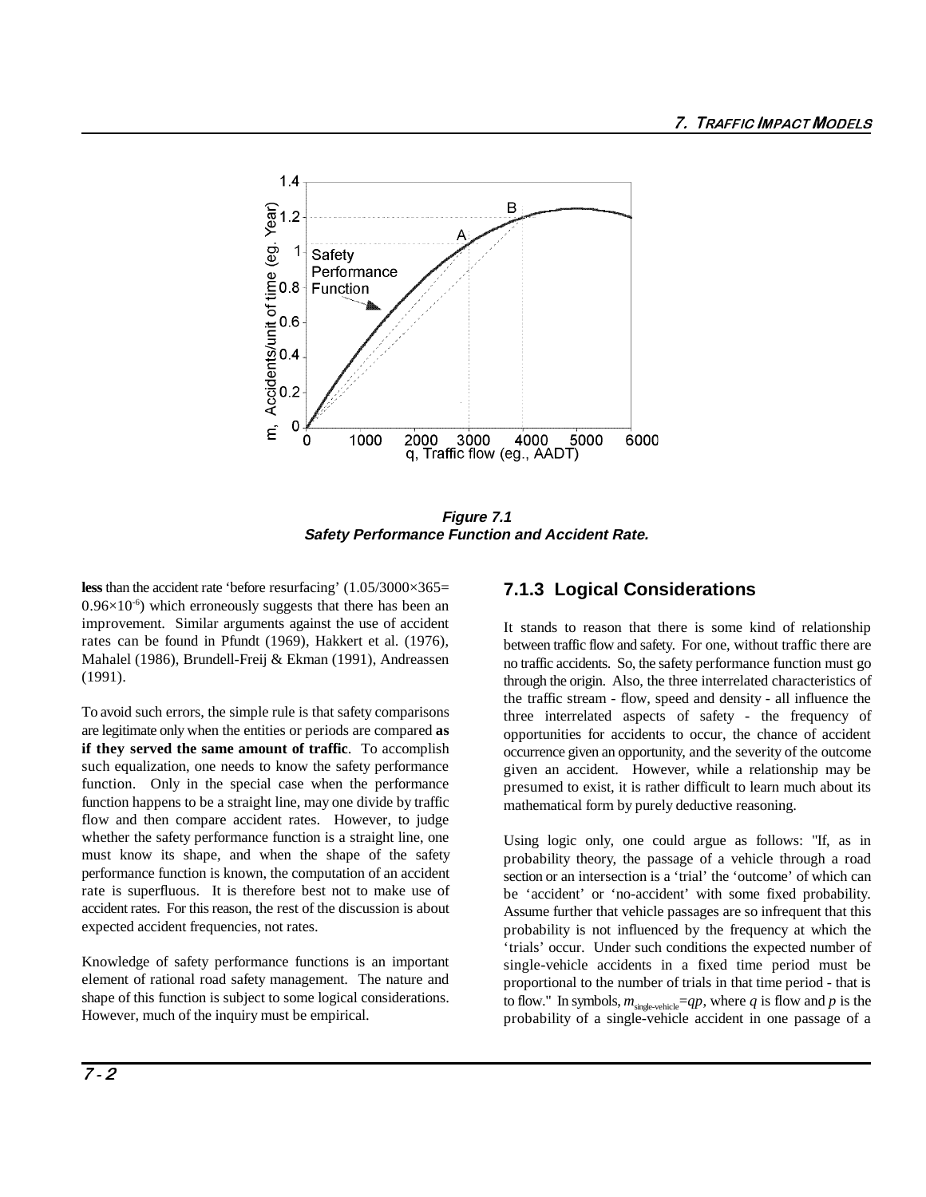**Figure 7.1**
**Safety Performance Function and Accident Rate.**

**less** than the accident rate 'before resurfacing' ($1.05/3000 \times 365 = 0.96 \times 10^{-6}$) which erroneously suggests that there has been an improvement. Similar arguments against the use of accident rates can be found in Pfundt (1969), Hakkert et al. (1976), Mahalel (1986), Brundell-Freij & Ekman (1991), Andreassen (1991).

To avoid such errors, the simple rule is that safety comparisons are legitimate only when the entities or periods are compared **as if they served the same amount of traffic**. To accomplish such equalization, one needs to know the safety performance function. Only in the special case when the performance function happens to be a straight line, may one divide by traffic flow and then compare accident rates. However, to judge whether the safety performance function is a straight line, one must know its shape, and when the shape of the safety performance function is known, the computation of an accident rate is superfluous. It is therefore best not to make use of accident rates. For this reason, the rest of the discussion is about expected accident frequencies, not rates.

Knowledge of safety performance functions is an important element of rational road safety management. The nature and shape of this function is subject to some logical considerations. However, much of the inquiry must be empirical.

### 7.1.3 Logical Considerations

It stands to reason that there is some kind of relationship between traffic flow and safety. For one, without traffic there are no traffic accidents. So, the safety performance function must go through the origin. Also, the three interrelated characteristics of the traffic stream - flow, speed and density - all influence the three interrelated aspects of safety - the frequency of opportunities for accidents to occur, the chance of accident occurrence given an opportunity, and the severity of the outcome given an accident. However, while a relationship may be presumed to exist, it is rather difficult to learn much about its mathematical form by purely deductive reasoning.

Using logic only, one could argue as follows: "If, as in probability theory, the passage of a vehicle through a road section or an intersection is a 'trial' the 'outcome' of which can be 'accident' or 'no-accident' with some fixed probability. Assume further that vehicle passages are so infrequent that this probability is not influenced by the frequency at which the 'trials' occur. Under such conditions the expected number of single-vehicle accidents in a fixed time period must be proportional to the number of trials in that time period - that is to flow." In symbols, $m_{single\text{-}vehicle} = qp$, where $q$ is flow and $p$ is the probability of a single-vehicle accident in one passage of a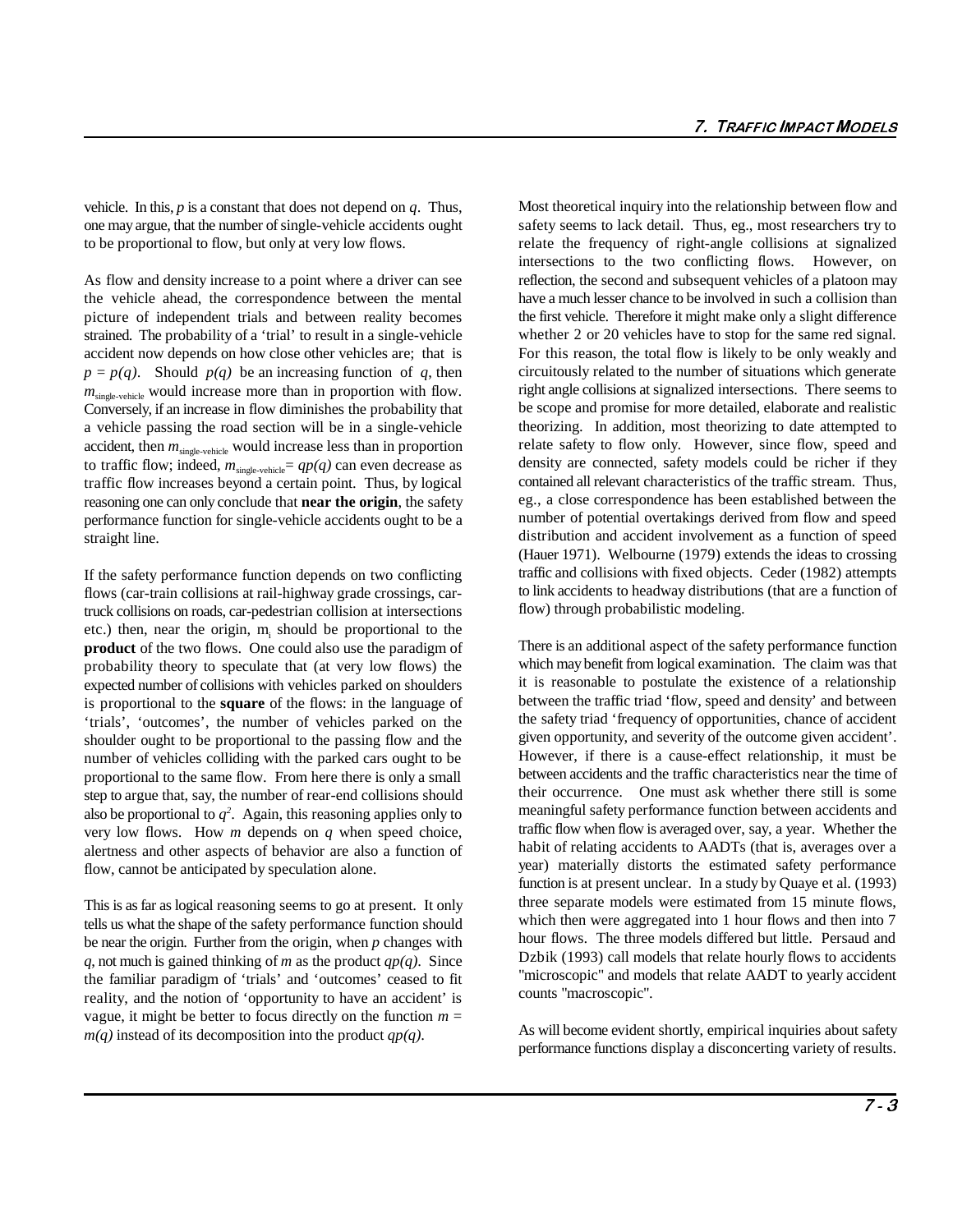vehicle. In this, $p$ is a constant that does not depend on $q$. Thus, one may argue, that the number of single-vehicle accidents ought to be proportional to flow, but only at very low flows.

As flow and density increase to a point where a driver can see the vehicle ahead, the correspondence between the mental picture of independent trials and between reality becomes strained. The probability of a 'trial' to result in a single-vehicle accident now depends on how close other vehicles are; that is $p = p(q)$. Should $p(q)$ be an increasing function of $q$, then $m_{\text{single-vehicle}}$ would increase more than in proportion with flow. Conversely, if an increase in flow diminishes the probability that a vehicle passing the road section will be in a single-vehicle accident, then $m_{\text{single-vehicle}}$ would increase less than in proportion to traffic flow; indeed, $m_{\text{single-vehicle}} = qp(q)$ can even decrease as traffic flow increases beyond a certain point. Thus, by logical reasoning one can only conclude that **near the origin**, the safety performance function for single-vehicle accidents ought to be a straight line.

If the safety performance function depends on two conflicting flows (car-train collisions at rail-highway grade crossings, car-truck collisions on roads, car-pedestrian collision at intersections etc.) then, near the origin, $m_i$ should be proportional to the **product** of the two flows. One could also use the paradigm of probability theory to speculate that (at very low flows) the expected number of collisions with vehicles parked on shoulders is proportional to the **square** of the flows: in the language of 'trials', 'outcomes', the number of vehicles parked on the shoulder ought to be proportional to the passing flow and the number of vehicles colliding with the parked cars ought to be proportional to the same flow. From here there is only a small step to argue that, say, the number of rear-end collisions should also be proportional to $q^2$. Again, this reasoning applies only to very low flows. How $m$ depends on $q$ when speed choice, alertness and other aspects of behavior are also a function of flow, cannot be anticipated by speculation alone.

This is as far as logical reasoning seems to go at present. It only tells us what the shape of the safety performance function should be near the origin. Further from the origin, when $p$ changes with $q$, not much is gained thinking of $m$ as the product $qp(q)$. Since the familiar paradigm of 'trials' and 'outcomes' ceased to fit reality, and the notion of 'opportunity to have an accident' is vague, it might be better to focus directly on the function $m = m(q)$ instead of its decomposition into the product $qp(q)$.

Most theoretical inquiry into the relationship between flow and safety seems to lack detail. Thus, eg., most researchers try to relate the frequency of right-angle collisions at signalized intersections to the two conflicting flows. However, on reflection, the second and subsequent vehicles of a platoon may have a much lesser chance to be involved in such a collision than the first vehicle. Therefore it might make only a slight difference whether 2 or 20 vehicles have to stop for the same red signal. For this reason, the total flow is likely to be only weakly and circuitously related to the number of situations which generate right angle collisions at signalized intersections. There seems to be scope and promise for more detailed, elaborate and realistic theorizing. In addition, most theorizing to date attempted to relate safety to flow only. However, since flow, speed and density are connected, safety models could be richer if they contained all relevant characteristics of the traffic stream. Thus, eg., a close correspondence has been established between the number of potential overtakings derived from flow and speed distribution and accident involvement as a function of speed (Hauer 1971). Welbourne (1979) extends the ideas to crossing traffic and collisions with fixed objects. Ceder (1982) attempts to link accidents to headway distributions (that are a function of flow) through probabilistic modeling.

There is an additional aspect of the safety performance function which may benefit from logical examination. The claim was that it is reasonable to postulate the existence of a relationship between the traffic triad 'flow, speed and density' and between the safety triad 'frequency of opportunities, chance of accident given opportunity, and severity of the outcome given accident'. However, if there is a cause-effect relationship, it must be between accidents and the traffic characteristics near the time of their occurrence. One must ask whether there still is some meaningful safety performance function between accidents and traffic flow when flow is averaged over, say, a year. Whether the habit of relating accidents to AADTs (that is, averages over a year) materially distorts the estimated safety performance function is at present unclear. In a study by Quaye et al. (1993) three separate models were estimated from 15 minute flows, which then were aggregated into 1 hour flows and then into 7 hour flows. The three models differed but little. Persaud and Dzbik (1993) call models that relate hourly flows to accidents "microscopic" and models that relate AADT to yearly accident counts "macroscopic".

As will become evident shortly, empirical inquiries about safety performance functions display a disconcerting variety of results.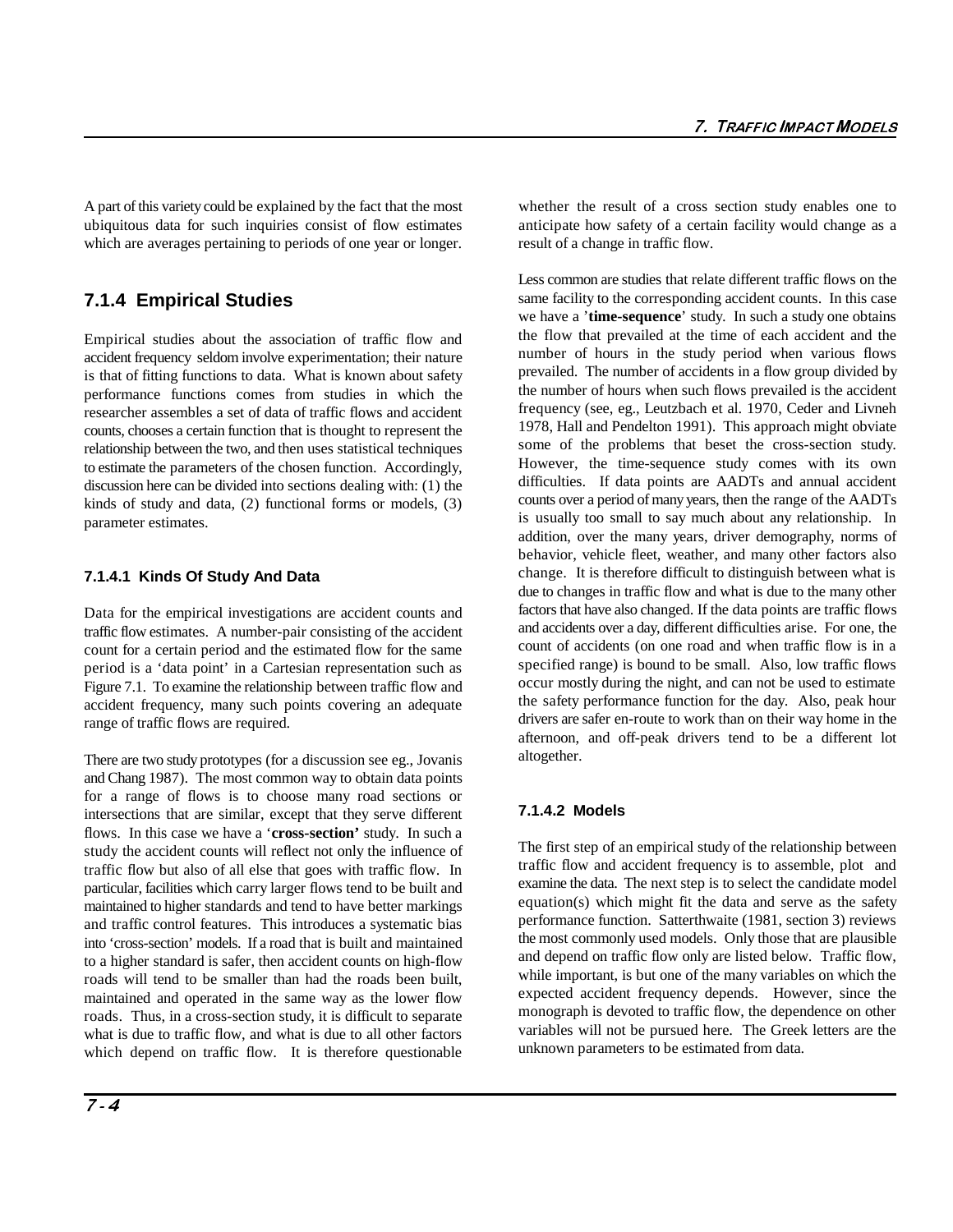A part of this variety could be explained by the fact that the most ubiquitous data for such inquiries consist of flow estimates which are averages pertaining to periods of one year or longer.

## 7.1.4 Empirical Studies

Empirical studies about the association of traffic flow and accident frequency seldom involve experimentation; their nature is that of fitting functions to data. What is known about safety performance functions comes from studies in which the researcher assembles a set of data of traffic flows and accident counts, chooses a certain function that is thought to represent the relationship between the two, and then uses statistical techniques to estimate the parameters of the chosen function. Accordingly, discussion here can be divided into sections dealing with: (1) the kinds of study and data, (2) functional forms or models, (3) parameter estimates.

### 7.1.4.1 Kinds Of Study And Data

Data for the empirical investigations are accident counts and traffic flow estimates. A number-pair consisting of the accident count for a certain period and the estimated flow for the same period is a 'data point' in a Cartesian representation such as Figure 7.1. To examine the relationship between traffic flow and accident frequency, many such points covering an adequate range of traffic flows are required.

There are two study prototypes (for a discussion see eg., Jovanis and Chang 1987). The most common way to obtain data points for a range of flows is to choose many road sections or intersections that are similar, except that they serve different flows. In this case we have a '**cross-section'** study. In such a study the accident counts will reflect not only the influence of traffic flow but also of all else that goes with traffic flow. In particular, facilities which carry larger flows tend to be built and maintained to higher standards and tend to have better markings and traffic control features. This introduces a systematic bias into 'cross-section' models. If a road that is built and maintained to a higher standard is safer, then accident counts on high-flow roads will tend to be smaller than had the roads been built, maintained and operated in the same way as the lower flow roads. Thus, in a cross-section study, it is difficult to separate what is due to traffic flow, and what is due to all other factors which depend on traffic flow. It is therefore questionable whether the result of a cross section study enables one to anticipate how safety of a certain facility would change as a result of a change in traffic flow.

Less common are studies that relate different traffic flows on the same facility to the corresponding accident counts. In this case we have a '**time-sequence**' study. In such a study one obtains the flow that prevailed at the time of each accident and the number of hours in the study period when various flows prevailed. The number of accidents in a flow group divided by the number of hours when such flows prevailed is the accident frequency (see, eg., Leutzbach et al. 1970, Ceder and Livneh 1978, Hall and Pendelton 1991). This approach might obviate some of the problems that beset the cross-section study. However, the time-sequence study comes with its own difficulties. If data points are AADTs and annual accident counts over a period of many years, then the range of the AADTs is usually too small to say much about any relationship. In addition, over the many years, driver demography, norms of behavior, vehicle fleet, weather, and many other factors also change. It is therefore difficult to distinguish between what is due to changes in traffic flow and what is due to the many other factors that have also changed. If the data points are traffic flows and accidents over a day, different difficulties arise. For one, the count of accidents (on one road and when traffic flow is in a specified range) is bound to be small. Also, low traffic flows occur mostly during the night, and can not be used to estimate the safety performance function for the day. Also, peak hour drivers are safer en-route to work than on their way home in the afternoon, and off-peak drivers tend to be a different lot altogether.

### 7.1.4.2 Models

The first step of an empirical study of the relationship between traffic flow and accident frequency is to assemble, plot and examine the data. The next step is to select the candidate model equation(s) which might fit the data and serve as the safety performance function. Satterthwaite (1981, section 3) reviews the most commonly used models. Only those that are plausible and depend on traffic flow only are listed below. Traffic flow, while important, is but one of the many variables on which the expected accident frequency depends. However, since the monograph is devoted to traffic flow, the dependence on other variables will not be pursued here. The Greek letters are the unknown parameters to be estimated from data.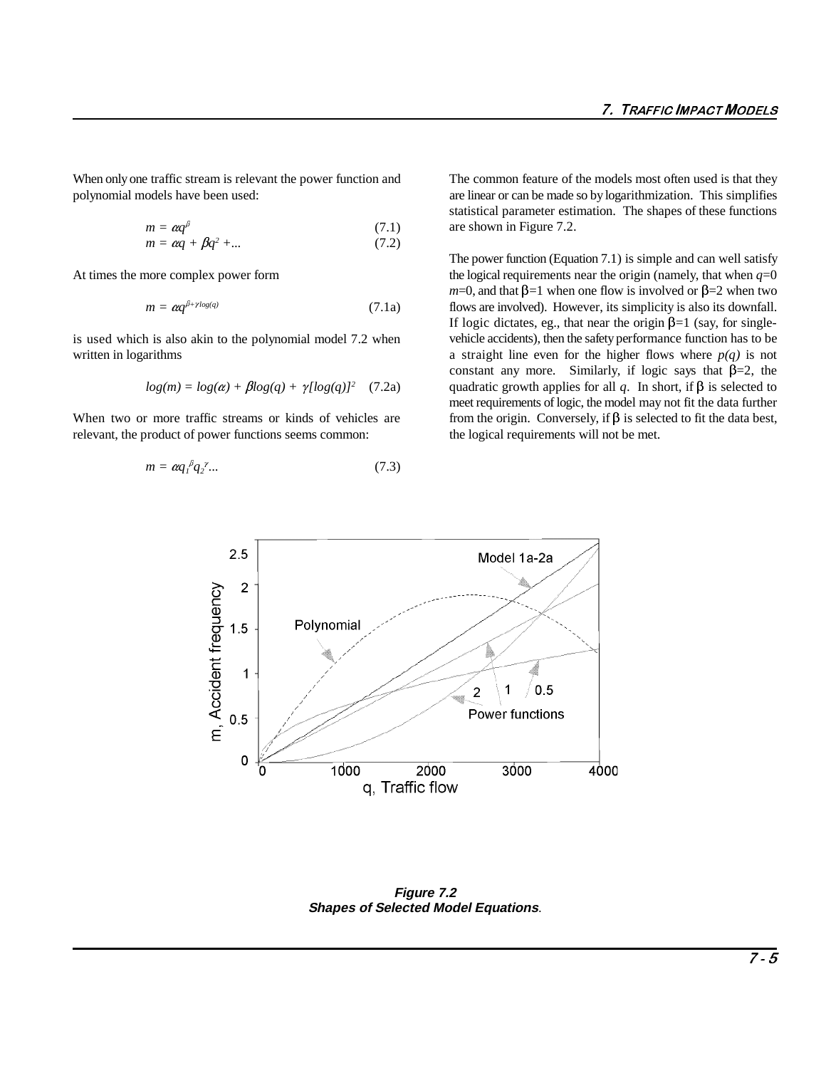When only one traffic stream is relevant the power function and polynomial models have been used:

$$m = \alpha q^{\beta} \quad (7.1)$$

$$m = \alpha q + \beta q^2 + ... \quad (7.2)$$

At times the more complex power form

$$m = \alpha q^{\beta + \gamma log(q)} \quad (7.1a)$$

is used which is also akin to the polynomial model 7.2 when written in logarithms

$$log(m) = log(\alpha) + \beta log(q) + \gamma [log(q)]^2 \quad (7.2a)$$

When two or more traffic streams or kinds of vehicles are relevant, the product of power functions seems common:

$$m = \alpha q_1^{\beta} q_2^{\gamma} ... \quad (7.3)$$

The common feature of the models most often used is that they are linear or can be made so by logarithmization. This simplifies statistical parameter estimation. The shapes of these functions are shown in Figure 7.2.

The power function (Equation 7.1) is simple and can well satisfy the logical requirements near the origin (namely, that when $q$=0 $m$=0, and that $\beta$=1 when one flow is involved or $\beta$=2 when two flows are involved). However, its simplicity is also its downfall. If logic dictates, eg., that near the origin $\beta$=1 (say, for single-vehicle accidents), then the safety performance function has to be a straight line even for the higher flows where $p(q)$ is not constant any more. Similarly, if logic says that $\beta$=2, the quadratic growth applies for all $q$. In short, if $\beta$ is selected to meet requirements of logic, the model may not fit the data further from the origin. Conversely, if $\beta$ is selected to fit the data best, the logical requirements will not be met.

**Figure 7.2**
**Shapes of Selected Model Equations.**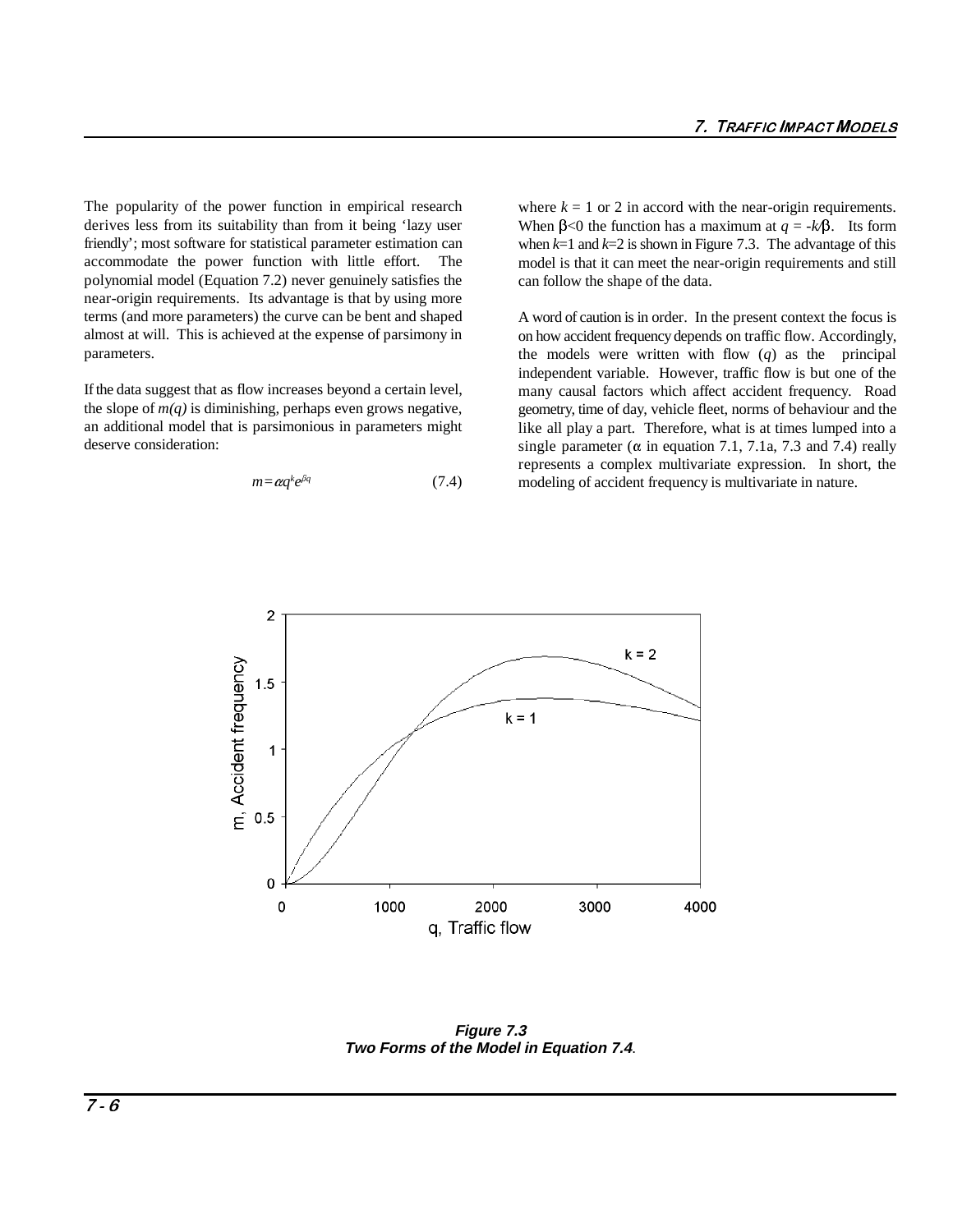The popularity of the power function in empirical research derives less from its suitability than from it being 'lazy user friendly'; most software for statistical parameter estimation can accommodate the power function with little effort. The polynomial model (Equation 7.2) never genuinely satisfies the near-origin requirements. Its advantage is that by using more terms (and more parameters) the curve can be bent and shaped almost at will. This is achieved at the expense of parsimony in parameters.

If the data suggest that as flow increases beyond a certain level, the slope of $m(q)$ is diminishing, perhaps even grows negative, an additional model that is parsimonious in parameters might deserve consideration:

$$m = \alpha q^k e^{\beta q} \tag{7.4}$$

where $k = 1$ or 2 in accord with the near-origin requirements. When $\beta<0$ the function has a maximum at $q = -k/\beta$. Its form when $k=1$ and $k=2$ is shown in Figure 7.3. The advantage of this model is that it can meet the near-origin requirements and still can follow the shape of the data.

A word of caution is in order. In the present context the focus is on how accident frequency depends on traffic flow. Accordingly, the models were written with flow ($q$) as the principal independent variable. However, traffic flow is but one of the many causal factors which affect accident frequency. Road geometry, time of day, vehicle fleet, norms of behaviour and the like all play a part. Therefore, what is at times lumped into a single parameter ($\alpha$ in equation 7.1, 7.1a, 7.3 and 7.4) really represents a complex multivariate expression. In short, the modeling of accident frequency is multivariate in nature.

***Figure 7.3***
***Two Forms of the Model in Equation 7.4***.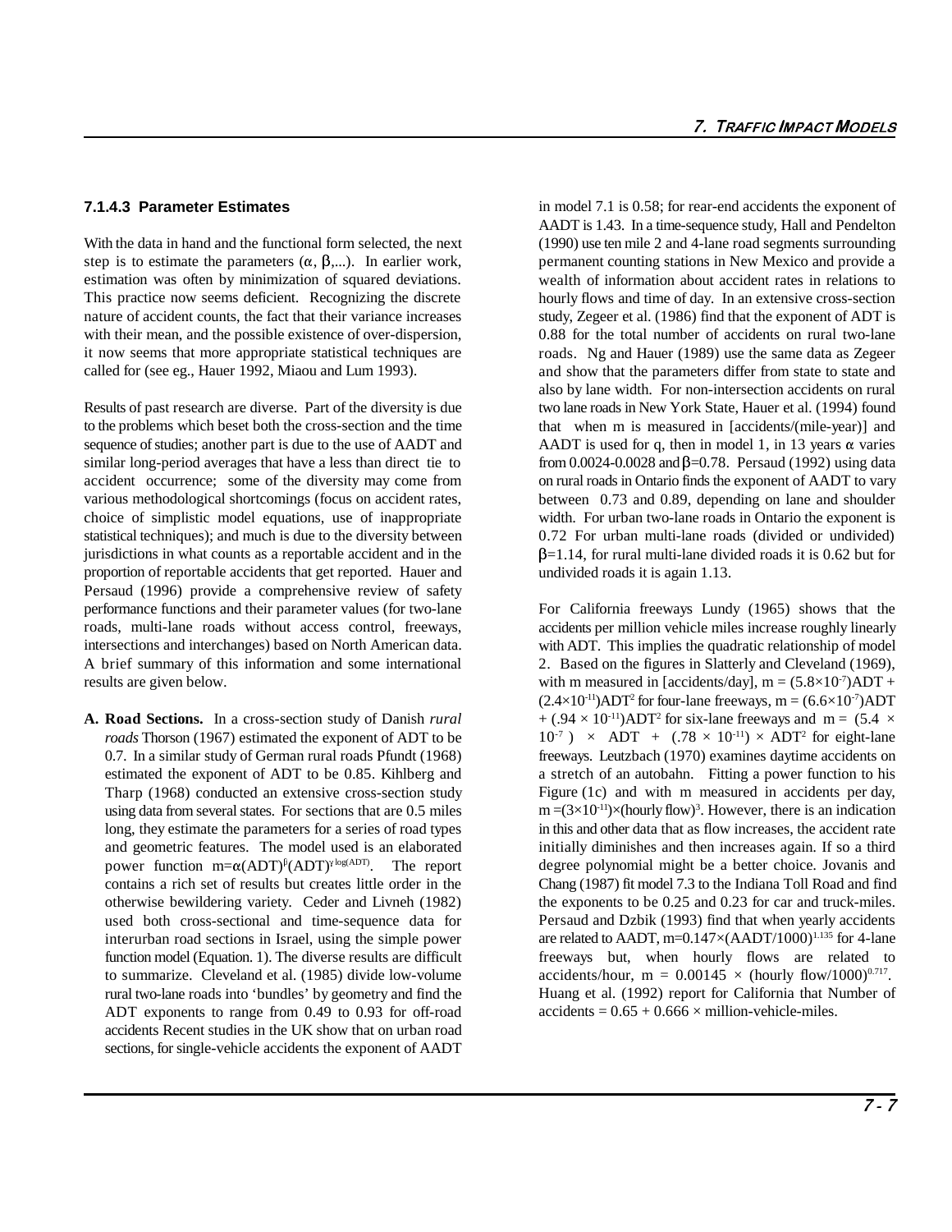### 7.1.4.3 Parameter Estimates

With the data in hand and the functional form selected, the next step is to estimate the parameters ($\alpha$, $\beta$,...). In earlier work, estimation was often by minimization of squared deviations. This practice now seems deficient. Recognizing the discrete nature of accident counts, the fact that their variance increases with their mean, and the possible existence of over-dispersion, it now seems that more appropriate statistical techniques are called for (see eg., Hauer 1992, Miaou and Lum 1993).

Results of past research are diverse. Part of the diversity is due to the problems which beset both the cross-section and the time sequence of studies; another part is due to the use of AADT and similar long-period averages that have a less than direct tie to accident occurrence; some of the diversity may come from various methodological shortcomings (focus on accident rates, choice of simplistic model equations, use of inappropriate statistical techniques); and much is due to the diversity between jurisdictions in what counts as a reportable accident and in the proportion of reportable accidents that get reported. Hauer and Persaud (1996) provide a comprehensive review of safety performance functions and their parameter values (for two-lane roads, multi-lane roads without access control, freeways, intersections and interchanges) based on North American data. A brief summary of this information and some international results are given below.

**A. Road Sections.** In a cross-section study of Danish *rural roads* Thorson (1967) estimated the exponent of ADT to be 0.7. In a similar study of German rural roads Pfundt (1968) estimated the exponent of ADT to be 0.85. Kihlberg and Tharp (1968) conducted an extensive cross-section study using data from several states. For sections that are 0.5 miles long, they estimate the parameters for a series of road types and geometric features. The model used is an elaborated power function $m=\alpha(ADT)^{\beta}(ADT)^{\gamma \log(ADT)}$. The report contains a rich set of results but creates little order in the otherwise bewildering variety. Ceder and Livneh (1982) used both cross-sectional and time-sequence data for interurban road sections in Israel, using the simple power function model (Equation. 1). The diverse results are difficult to summarize. Cleveland et al. (1985) divide low-volume rural two-lane roads into 'bundles' by geometry and find the ADT exponents to range from 0.49 to 0.93 for off-road accidents Recent studies in the UK show that on urban road sections, for single-vehicle accidents the exponent of AADT in model 7.1 is 0.58; for rear-end accidents the exponent of AADT is 1.43. In a time-sequence study, Hall and Pendelton (1990) use ten mile 2 and 4-lane road segments surrounding permanent counting stations in New Mexico and provide a wealth of information about accident rates in relations to hourly flows and time of day. In an extensive cross-section study, Zegeer et al. (1986) find that the exponent of ADT is 0.88 for the total number of accidents on rural two-lane roads. Ng and Hauer (1989) use the same data as Zegeer and show that the parameters differ from state to state and also by lane width. For non-intersection accidents on rural two lane roads in New York State, Hauer et al. (1994) found that when m is measured in [accidents/(mile-year)] and AADT is used for q, then in model 1, in 13 years $\alpha$ varies from 0.0024-0.0028 and $\beta$=0.78. Persaud (1992) using data on rural roads in Ontario finds the exponent of AADT to vary between 0.73 and 0.89, depending on lane and shoulder width. For urban two-lane roads in Ontario the exponent is 0.72 For urban multi-lane roads (divided or undivided) $\beta$=1.14, for rural multi-lane divided roads it is 0.62 but for undivided roads it is again 1.13.

For California freeways Lundy (1965) shows that the accidents per million vehicle miles increase roughly linearly with ADT. This implies the quadratic relationship of model 2. Based on the figures in Slatterly and Cleveland (1969), with m measured in [accidents/day], $m = (5.8\times10^{-7})ADT + (2.4\times10^{-11})ADT^2$ for four-lane freeways, $m = (6.6\times10^{-7})ADT + (.94 \times 10^{-11})ADT^2$ for six-lane freeways and $m = (5.4 \times 10^{-7}) \times ADT + (.78 \times 10^{-11}) \times ADT^2$ for eight-lane freeways. Leutzbach (1970) examines daytime accidents on a stretch of an autobahn. Fitting a power function to his Figure (1c) and with m measured in accidents per day, $m =(3\times10^{-11})\times(\text{hourly flow})^3$. However, there is an indication in this and other data that as flow increases, the accident rate initially diminishes and then increases again. If so a third degree polynomial might be a better choice. Jovanis and Chang (1987) fit model 7.3 to the Indiana Toll Road and find the exponents to be 0.25 and 0.23 for car and truck-miles. Persaud and Dzbik (1993) find that when yearly accidents are related to AADT, $m=0.147\times(AADT/1000)^{1.135}$ for 4-lane freeways but, when hourly flows are related to accidents/hour, $m = 0.00145 \times (\text{hourly flow}/1000)^{0.717}$. Huang et al. (1992) report for California that Number of accidents = 0.65 + 0.666 × million-vehicle-miles.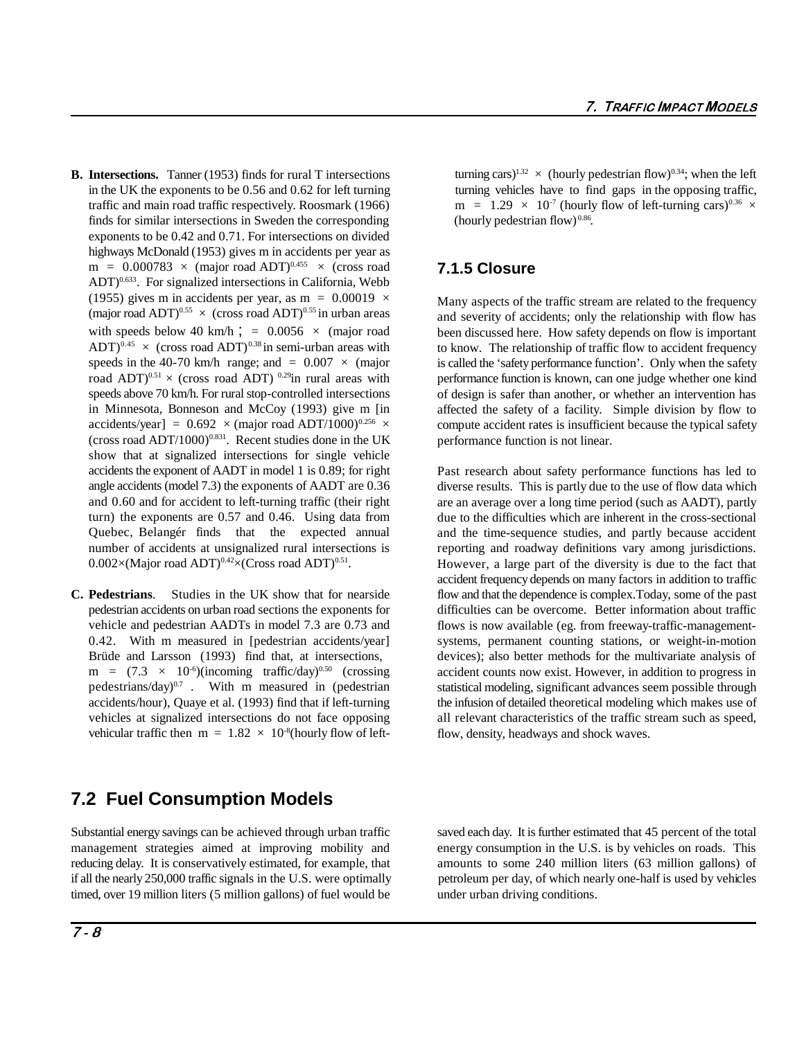**B. Intersections.** Tanner (1953) finds for rural T intersections in the UK the exponents to be 0.56 and 0.62 for left turning traffic and main road traffic respectively. Roosmark (1966) finds for similar intersections in Sweden the corresponding exponents to be 0.42 and 0.71. For intersections on divided highways McDonald (1953) gives m in accidents per year as $m = 0.000783 \times (\text{major road ADT})^{0.455} \times (\text{cross road ADT})^{0.633}$. For signalized intersections in California, Webb (1955) gives m in accidents per year, as $m = 0.00019 \times (\text{major road ADT})^{0.55} \times (\text{cross road ADT})^{0.55}$ in urban areas with speeds below 40 km/h ; $= 0.0056 \times (\text{major road ADT})^{0.45} \times (\text{cross road ADT})^{0.38}$ in semi-urban areas with speeds in the 40-70 km/h range; and $= 0.007 \times (\text{major road ADT})^{0.51} \times (\text{cross road ADT})^{0.29}$ in rural areas with speeds above 70 km/h. For rural stop-controlled intersections in Minnesota, Bonneson and McCoy (1993) give m [in accidents/year] $= 0.692 \times (\text{major road ADT}/1000)^{0.256} \times (\text{cross road ADT}/1000)^{0.831}$. Recent studies done in the UK show that at signalized intersections for single vehicle accidents the exponent of AADT in model 1 is 0.89; for right angle accidents (model 7.3) the exponents of AADT are 0.36 and 0.60 and for accident to left-turning traffic (their right turn) the exponents are 0.57 and 0.46. Using data from Quebec, Belangér finds that the expected annual number of accidents at unsignalized rural intersections is $0.002 \times (\text{Major road ADT})^{0.42} \times (\text{Cross road ADT})^{0.51}$.

**C. Pedestrians**. Studies in the UK show that for nearside pedestrian accidents on urban road sections the exponents for vehicle and pedestrian AADTs in model 7.3 are 0.73 and 0.42. With m measured in [pedestrian accidents/year] Brüde and Larsson (1993) find that, at intersections, $m = (7.3 \times 10^{-6})(\text{incoming traffic/day})^{0.50}$ $(\text{crossing pedestrians/day})^{0.7}$ . With m measured in (pedestrian accidents/hour), Quaye et al. (1993) find that if left-turning vehicles at signalized intersections do not face opposing vehicular traffic then $m = 1.82 \times 10^{-8}(\text{hourly flow of left-turning cars})^{1.32} \times (\text{hourly pedestrian flow})^{0.34}$; when the left turning vehicles have to find gaps in the opposing traffic, $m = 1.29 \times 10^{-7}(\text{hourly flow of left-turning cars})^{0.36} \times (\text{hourly pedestrian flow})^{0.86}$.

### 7.1.5 Closure

Many aspects of the traffic stream are related to the frequency and severity of accidents; only the relationship with flow has been discussed here. How safety depends on flow is important to know. The relationship of traffic flow to accident frequency is called the 'safety performance function'. Only when the safety performance function is known, can one judge whether one kind of design is safer than another, or whether an intervention has affected the safety of a facility. Simple division by flow to compute accident rates is insufficient because the typical safety performance function is not linear.

Past research about safety performance functions has led to diverse results. This is partly due to the use of flow data which are an average over a long time period (such as AADT), partly due to the difficulties which are inherent in the cross-sectional and the time-sequence studies, and partly because accident reporting and roadway definitions vary among jurisdictions. However, a large part of the diversity is due to the fact that accident frequency depends on many factors in addition to traffic flow and that the dependence is complex.Today, some of the past difficulties can be overcome. Better information about traffic flows is now available (eg. from freeway-traffic-management-systems, permanent counting stations, or weight-in-motion devices); also better methods for the multivariate analysis of accident counts now exist. However, in addition to progress in statistical modeling, significant advances seem possible through the infusion of detailed theoretical modeling which makes use of all relevant characteristics of the traffic stream such as speed, flow, density, headways and shock waves.

## 7.2 Fuel Consumption Models

Substantial energy savings can be achieved through urban traffic management strategies aimed at improving mobility and reducing delay. It is conservatively estimated, for example, that if all the nearly 250,000 traffic signals in the U.S. were optimally timed, over 19 million liters (5 million gallons) of fuel would be saved each day. It is further estimated that 45 percent of the total energy consumption in the U.S. is by vehicles on roads. This amounts to some 240 million liters (63 million gallons) of petroleum per day, of which nearly one-half is used by vehicles under urban driving conditions.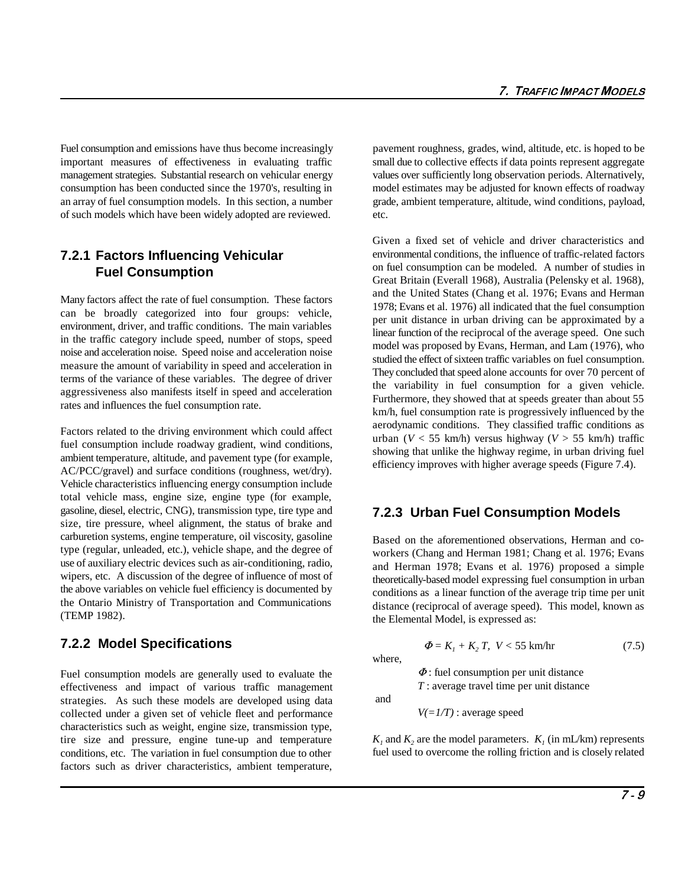Fuel consumption and emissions have thus become increasingly important measures of effectiveness in evaluating traffic management strategies. Substantial research on vehicular energy consumption has been conducted since the 1970's, resulting in an array of fuel consumption models. In this section, a number of such models which have been widely adopted are reviewed.

### 7.2.1 Factors Influencing Vehicular Fuel Consumption

Many factors affect the rate of fuel consumption. These factors can be broadly categorized into four groups: vehicle, environment, driver, and traffic conditions. The main variables in the traffic category include speed, number of stops, speed noise and acceleration noise. Speed noise and acceleration noise measure the amount of variability in speed and acceleration in terms of the variance of these variables. The degree of driver aggressiveness also manifests itself in speed and acceleration rates and influences the fuel consumption rate.

Factors related to the driving environment which could affect fuel consumption include roadway gradient, wind conditions, ambient temperature, altitude, and pavement type (for example, AC/PCC/gravel) and surface conditions (roughness, wet/dry). Vehicle characteristics influencing energy consumption include total vehicle mass, engine size, engine type (for example, gasoline, diesel, electric, CNG), transmission type, tire type and size, tire pressure, wheel alignment, the status of brake and carburetion systems, engine temperature, oil viscosity, gasoline type (regular, unleaded, etc.), vehicle shape, and the degree of use of auxiliary electric devices such as air-conditioning, radio, wipers, etc. A discussion of the degree of influence of most of the above variables on vehicle fuel efficiency is documented by the Ontario Ministry of Transportation and Communications (TEMP 1982).

### 7.2.2 Model Specifications

Fuel consumption models are generally used to evaluate the effectiveness and impact of various traffic management strategies. As such these models are developed using data collected under a given set of vehicle fleet and performance characteristics such as weight, engine size, transmission type, tire size and pressure, engine tune-up and temperature conditions, etc. The variation in fuel consumption due to other factors such as driver characteristics, ambient temperature, pavement roughness, grades, wind, altitude, etc. is hoped to be small due to collective effects if data points represent aggregate values over sufficiently long observation periods. Alternatively, model estimates may be adjusted for known effects of roadway grade, ambient temperature, altitude, wind conditions, payload, etc.

Given a fixed set of vehicle and driver characteristics and environmental conditions, the influence of traffic-related factors on fuel consumption can be modeled. A number of studies in Great Britain (Everall 1968), Australia (Pelensky et al. 1968), and the United States (Chang et al. 1976; Evans and Herman 1978; Evans et al. 1976) all indicated that the fuel consumption per unit distance in urban driving can be approximated by a linear function of the reciprocal of the average speed. One such model was proposed by Evans, Herman, and Lam (1976), who studied the effect of sixteen traffic variables on fuel consumption. They concluded that speed alone accounts for over 70 percent of the variability in fuel consumption for a given vehicle. Furthermore, they showed that at speeds greater than about 55 km/h, fuel consumption rate is progressively influenced by the aerodynamic conditions. They classified traffic conditions as urban ($V$ < 55 km/h) versus highway ($V$ > 55 km/h) traffic showing that unlike the highway regime, in urban driving fuel efficiency improves with higher average speeds (Figure 7.4).

### 7.2.3 Urban Fuel Consumption Models

Based on the aforementioned observations, Herman and co-workers (Chang and Herman 1981; Chang et al. 1976; Evans and Herman 1978; Evans et al. 1976) proposed a simple theoretically-based model expressing fuel consumption in urban conditions as a linear function of the average trip time per unit distance (reciprocal of average speed). This model, known as the Elemental Model, is expressed as:

$$\Phi = K_1 + K_2\, T, \;\; V < 55 \text{ km/hr} \tag{7.5}$$

where,

$\Phi$ : fuel consumption per unit distance
$T$ : average travel time per unit distance

and

$V(=1/T)$ : average speed

$K_1$ and $K_2$ are the model parameters. $K_1$ (in mL/km) represents fuel used to overcome the rolling friction and is closely related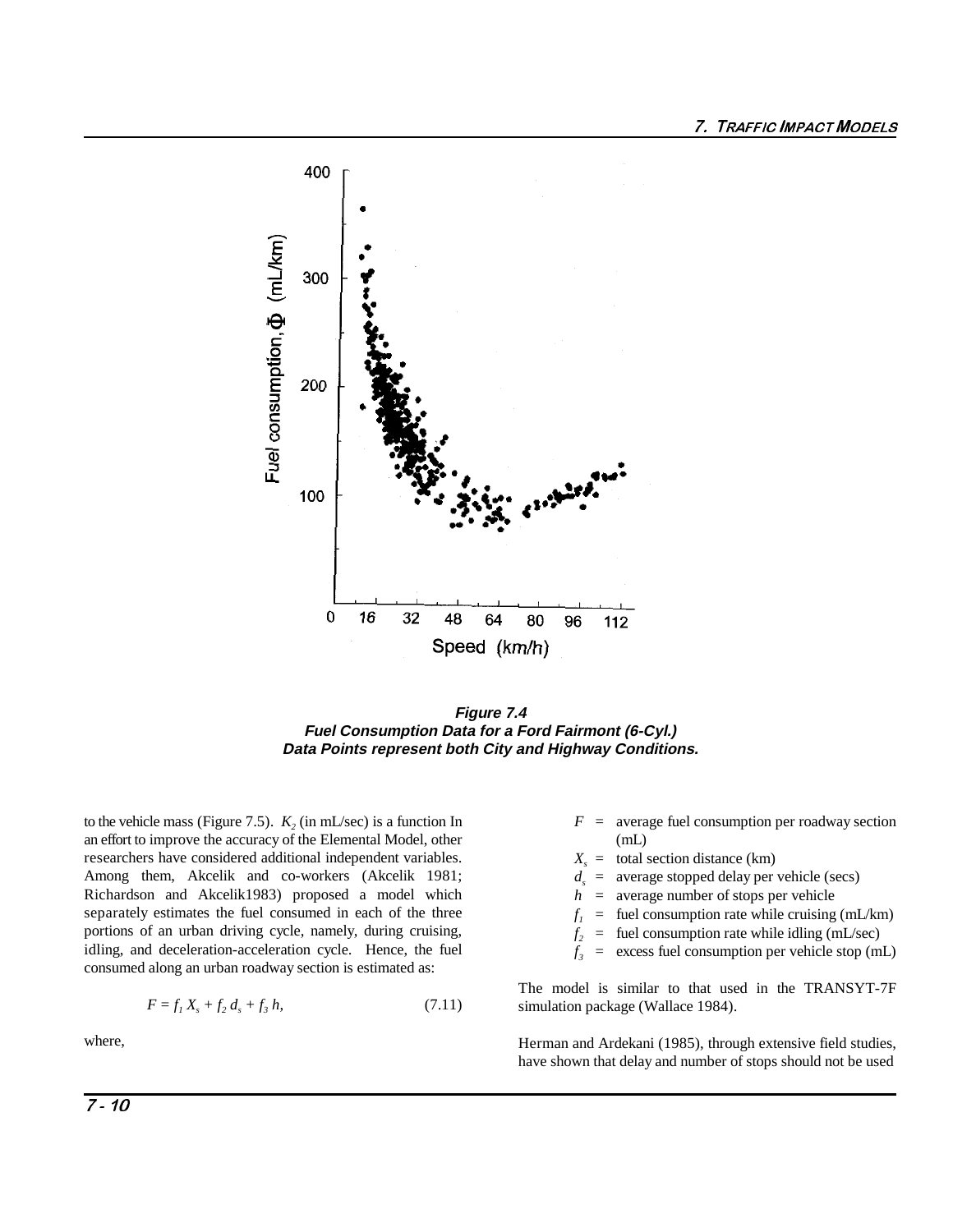**Figure 7.4**
**Fuel Consumption Data for a Ford Fairmont (6-Cyl.)**
**Data Points represent both City and Highway Conditions.**

to the vehicle mass (Figure 7.5). $K_2$ (in mL/sec) is a function In an effort to improve the accuracy of the Elemental Model, other researchers have considered additional independent variables. Among them, Akcelik and co-workers (Akcelik 1981; Richardson and Akcelik1983) proposed a model which separately estimates the fuel consumed in each of the three portions of an urban driving cycle, namely, during cruising, idling, and deceleration-acceleration cycle. Hence, the fuel consumed along an urban roadway section is estimated as:

$$F = f_1 X_s + f_2 d_s + f_3 h, \tag{7.11}$$

where,

- $F$ = average fuel consumption per roadway section (mL)
- $X_s$ = total section distance (km)
- $d_s$ = average stopped delay per vehicle (secs)
- $h$ = average number of stops per vehicle
- $f_1$ = fuel consumption rate while cruising (mL/km)
- $f_2$ = fuel consumption rate while idling (mL/sec)
- $f_3$ = excess fuel consumption per vehicle stop (mL)

The model is similar to that used in the TRANSYT-7F simulation package (Wallace 1984).

Herman and Ardekani (1985), through extensive field studies, have shown that delay and number of stops should not be used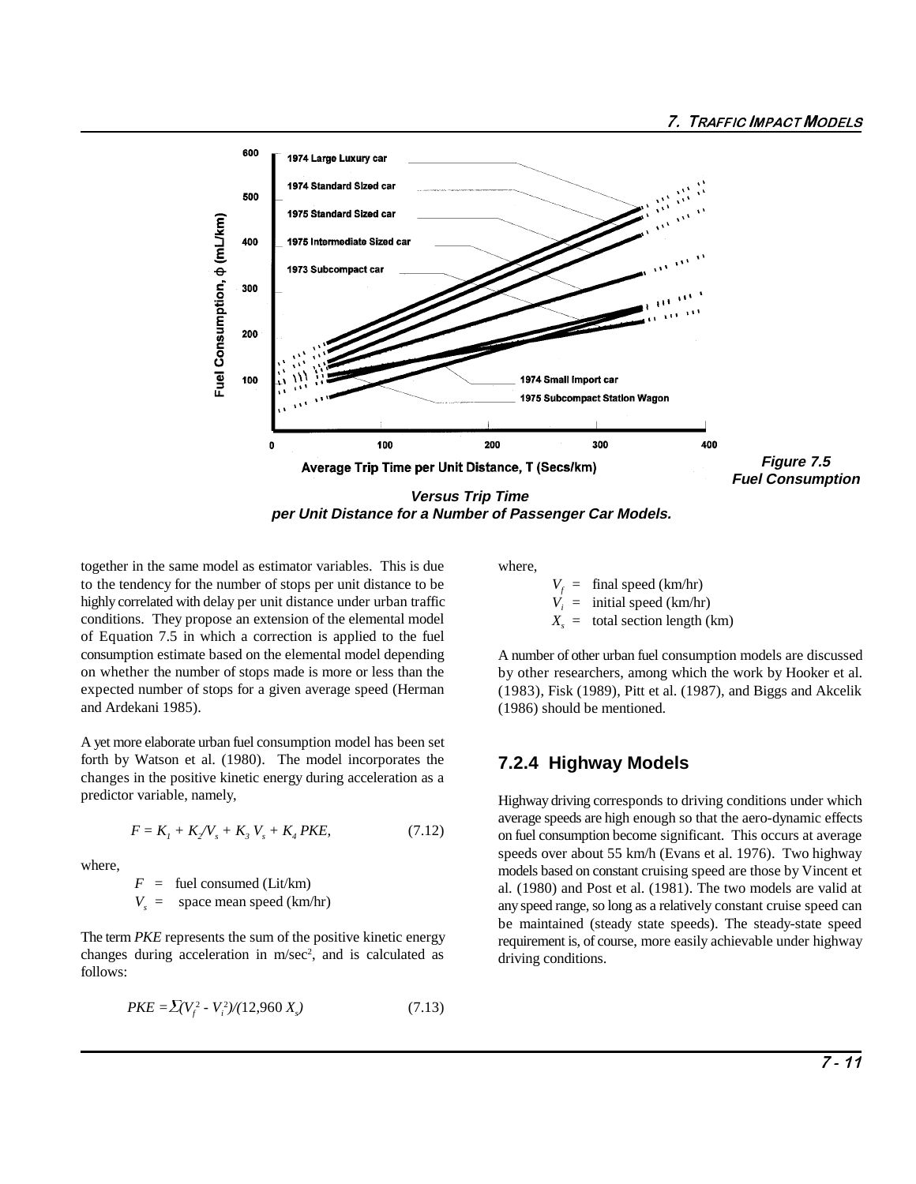*Figure 7.5 Fuel Consumption Versus Trip Time per Unit Distance for a Number of Passenger Car Models.*

together in the same model as estimator variables. This is due to the tendency for the number of stops per unit distance to be highly correlated with delay per unit distance under urban traffic conditions. They propose an extension of the elemental model of Equation 7.5 in which a correction is applied to the fuel consumption estimate based on the elemental model depending on whether the number of stops made is more or less than the expected number of stops for a given average speed (Herman and Ardekani 1985).

A yet more elaborate urban fuel consumption model has been set forth by Watson et al. (1980). The model incorporates the changes in the positive kinetic energy during acceleration as a predictor variable, namely,

$$F = K_1 + K_2/V_s + K_3 V_s + K_4 PKE, \tag{7.12}$$

where,

$F$ = fuel consumed (Lit/km)
$V_s$ = space mean speed (km/hr)

The term *PKE* represents the sum of the positive kinetic energy changes during acceleration in m/sec$^2$, and is calculated as follows:

$$PKE = \Sigma(V_f^2 - V_i^2)/(12{,}960\, X_s) \tag{7.13}$$

where,

$V_f$ = final speed (km/hr)
$V_i$ = initial speed (km/hr)
$X_s$ = total section length (km)

A number of other urban fuel consumption models are discussed by other researchers, among which the work by Hooker et al. (1983), Fisk (1989), Pitt et al. (1987), and Biggs and Akcelik (1986) should be mentioned.

### 7.2.4 Highway Models

Highway driving corresponds to driving conditions under which average speeds are high enough so that the aero-dynamic effects on fuel consumption become significant. This occurs at average speeds over about 55 km/h (Evans et al. 1976). Two highway models based on constant cruising speed are those by Vincent et al. (1980) and Post et al. (1981). The two models are valid at any speed range, so long as a relatively constant cruise speed can be maintained (steady state speeds). The steady-state speed requirement is, of course, more easily achievable under highway driving conditions.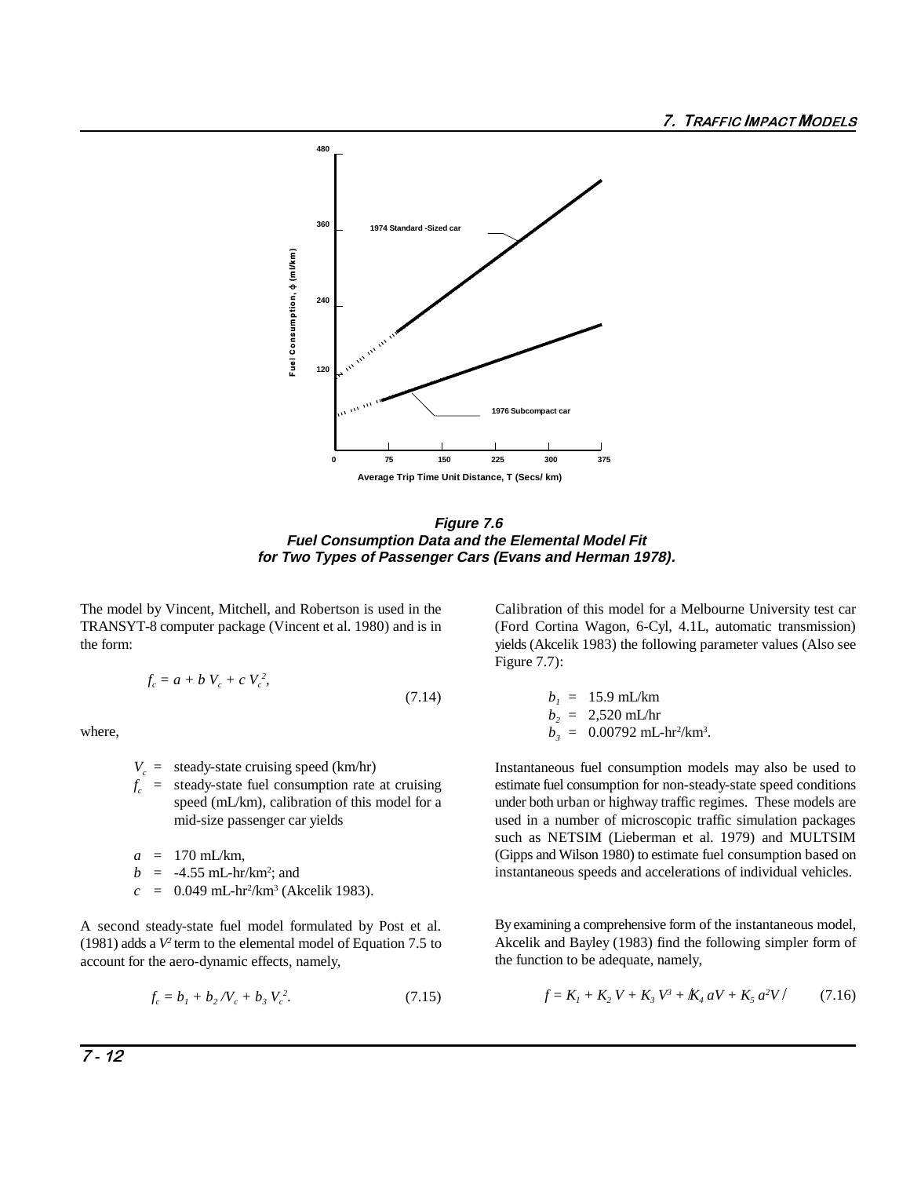**Figure 7.6**
**Fuel Consumption Data and the Elemental Model Fit for Two Types of Passenger Cars (Evans and Herman 1978).**

The model by Vincent, Mitchell, and Robertson is used in the TRANSYT-8 computer package (Vincent et al. 1980) and is in the form:

$$f_c = a + b\,V_c + c\,V_c^2, \qquad (7.14)$$

where,

- $V_c$ = steady-state cruising speed (km/hr)
- $f_c$ = steady-state fuel consumption rate at cruising speed (mL/km), calibration of this model for a mid-size passenger car yields

- $a$ = 170 mL/km,
- $b$ = -4.55 mL-hr/km$^2$; and
- $c$ = 0.049 mL-hr$^2$/km$^3$ (Akcelik 1983).

A second steady-state fuel model formulated by Post et al. (1981) adds a $V^2$ term to the elemental model of Equation 7.5 to account for the aero-dynamic effects, namely,

$$f_c = b_1 + b_2 / V_c + b_3\,V_c^2. \qquad (7.15)$$

Calibration of this model for a Melbourne University test car (Ford Cortina Wagon, 6-Cyl, 4.1L, automatic transmission) yields (Akcelik 1983) the following parameter values (Also see Figure 7.7):

- $b_1$ = 15.9 mL/km
- $b_2$ = 2,520 mL/hr
- $b_3$ = 0.00792 mL-hr$^2$/km$^3$.

Instantaneous fuel consumption models may also be used to estimate fuel consumption for non-steady-state speed conditions under both urban or highway traffic regimes. These models are used in a number of microscopic traffic simulation packages such as NETSIM (Lieberman et al. 1979) and MULTSIM (Gipps and Wilson 1980) to estimate fuel consumption based on instantaneous speeds and accelerations of individual vehicles.

By examining a comprehensive form of the instantaneous model, Akcelik and Bayley (1983) find the following simpler form of the function to be adequate, namely,

$$f = K_1 + K_2\,V + K_3\,V^3 + K_4\,aV + K_5\,a^2 V \qquad (7.16)$$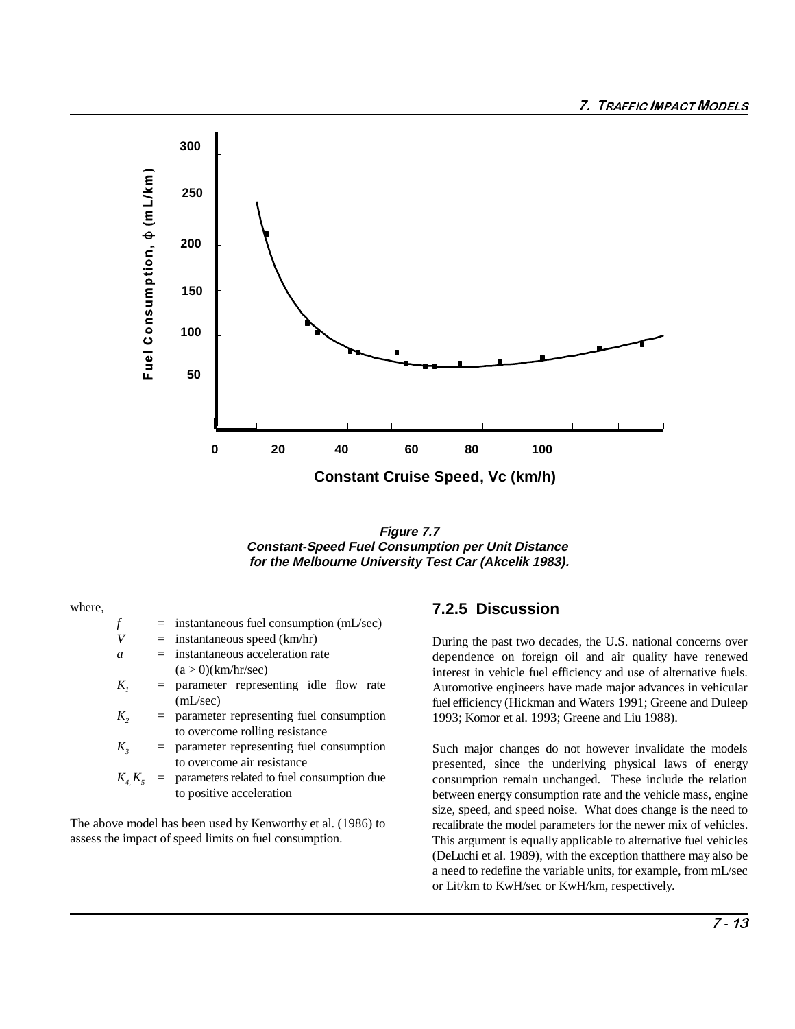**Figure 7.7**
***Constant-Speed Fuel Consumption per Unit Distance for the Melbourne University Test Car (Akcelik 1983).***

where,

| | | |
|---|---|---|
| $f$ | = | instantaneous fuel consumption (mL/sec) |
| $V$ | = | instantaneous speed (km/hr) |
| $a$ | = | instantaneous acceleration rate ($a > 0$)(km/hr/sec) |
| $K_1$ | = | parameter representing idle flow rate (mL/sec) |
| $K_2$ | = | parameter representing fuel consumption to overcome rolling resistance |
| $K_3$ | = | parameter representing fuel consumption to overcome air resistance |
| $K_4, K_5$ | = | parameters related to fuel consumption due to positive acceleration |

The above model has been used by Kenworthy et al. (1986) to assess the impact of speed limits on fuel consumption.

### 7.2.5 Discussion

During the past two decades, the U.S. national concerns over dependence on foreign oil and air quality have renewed interest in vehicle fuel efficiency and use of alternative fuels. Automotive engineers have made major advances in vehicular fuel efficiency (Hickman and Waters 1991; Greene and Duleep 1993; Komor et al. 1993; Greene and Liu 1988).

Such major changes do not however invalidate the models presented, since the underlying physical laws of energy consumption remain unchanged. These include the relation between energy consumption rate and the vehicle mass, engine size, speed, and speed noise. What does change is the need to recalibrate the model parameters for the newer mix of vehicles. This argument is equally applicable to alternative fuel vehicles (DeLuchi et al. 1989), with the exception thatthere may also be a need to redefine the variable units, for example, from mL/sec or Lit/km to KwH/sec or KwH/km, respectively.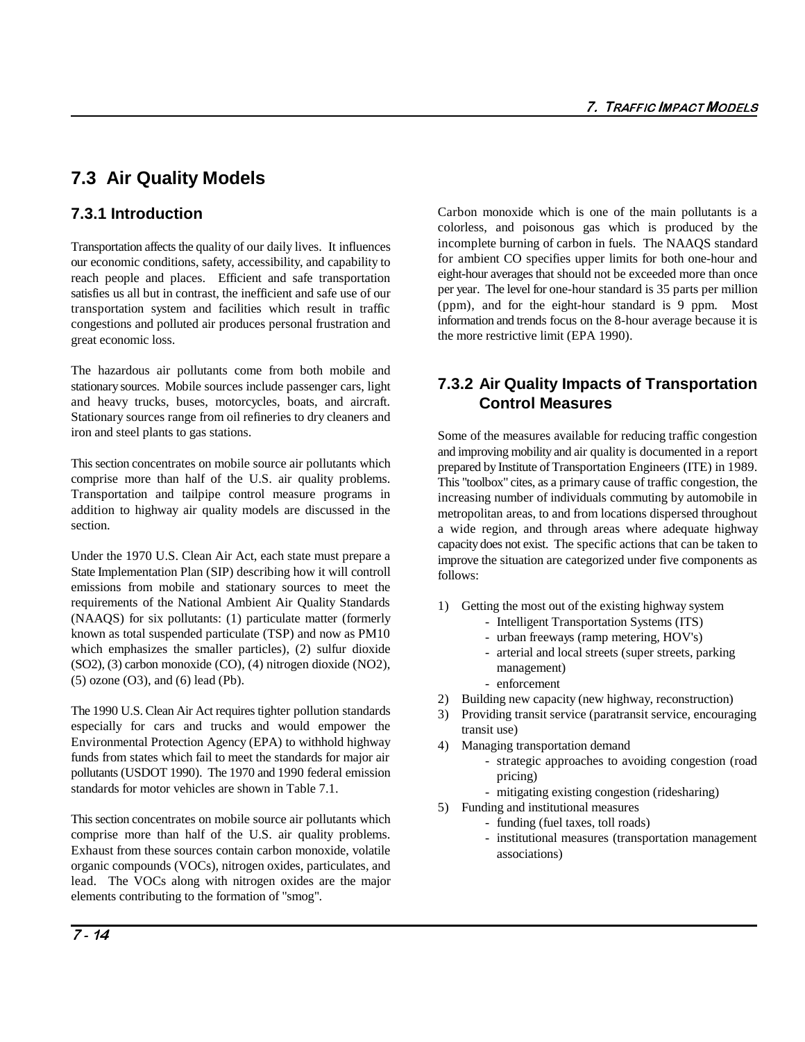## 7.3 Air Quality Models

### 7.3.1 Introduction

Transportation affects the quality of our daily lives. It influences our economic conditions, safety, accessibility, and capability to reach people and places. Efficient and safe transportation satisfies us all but in contrast, the inefficient and safe use of our transportation system and facilities which result in traffic congestions and polluted air produces personal frustration and great economic loss.

The hazardous air pollutants come from both mobile and stationary sources. Mobile sources include passenger cars, light and heavy trucks, buses, motorcycles, boats, and aircraft. Stationary sources range from oil refineries to dry cleaners and iron and steel plants to gas stations.

This section concentrates on mobile source air pollutants which comprise more than half of the U.S. air quality problems. Transportation and tailpipe control measure programs in addition to highway air quality models are discussed in the section.

Under the 1970 U.S. Clean Air Act, each state must prepare a State Implementation Plan (SIP) describing how it will controll emissions from mobile and stationary sources to meet the requirements of the National Ambient Air Quality Standards (NAAQS) for six pollutants: (1) particulate matter (formerly known as total suspended particulate (TSP) and now as PM10 which emphasizes the smaller particles), (2) sulfur dioxide ($SO_2$), (3) carbon monoxide (CO), (4) nitrogen dioxide ($NO_2$), (5) ozone ($O_3$), and (6) lead (Pb).

The 1990 U.S. Clean Air Act requires tighter pollution standards especially for cars and trucks and would empower the Environmental Protection Agency (EPA) to withhold highway funds from states which fail to meet the standards for major air pollutants (USDOT 1990). The 1970 and 1990 federal emission standards for motor vehicles are shown in Table 7.1.

This section concentrates on mobile source air pollutants which comprise more than half of the U.S. air quality problems. Exhaust from these sources contain carbon monoxide, volatile organic compounds (VOCs), nitrogen oxides, particulates, and lead. The VOCs along with nitrogen oxides are the major elements contributing to the formation of "smog".

Carbon monoxide which is one of the main pollutants is a colorless, and poisonous gas which is produced by the incomplete burning of carbon in fuels. The NAAQS standard for ambient CO specifies upper limits for both one-hour and eight-hour averages that should not be exceeded more than once per year. The level for one-hour standard is 35 parts per million (ppm), and for the eight-hour standard is 9 ppm. Most information and trends focus on the 8-hour average because it is the more restrictive limit (EPA 1990).

### 7.3.2 Air Quality Impacts of Transportation Control Measures

Some of the measures available for reducing traffic congestion and improving mobility and air quality is documented in a report prepared by Institute of Transportation Engineers (ITE) in 1989. This "toolbox" cites, as a primary cause of traffic congestion, the increasing number of individuals commuting by automobile in metropolitan areas, to and from locations dispersed throughout a wide region, and through areas where adequate highway capacity does not exist. The specific actions that can be taken to improve the situation are categorized under five components as follows:

1) Getting the most out of the existing highway system
   - Intelligent Transportation Systems (ITS)
   - urban freeways (ramp metering, HOV's)
   - arterial and local streets (super streets, parking management)
   - enforcement
2) Building new capacity (new highway, reconstruction)
3) Providing transit service (paratransit service, encouraging transit use)
4) Managing transportation demand
   - strategic approaches to avoiding congestion (road pricing)
   - mitigating existing congestion (ridesharing)
5) Funding and institutional measures
   - funding (fuel taxes, toll roads)
   - institutional measures (transportation management associations)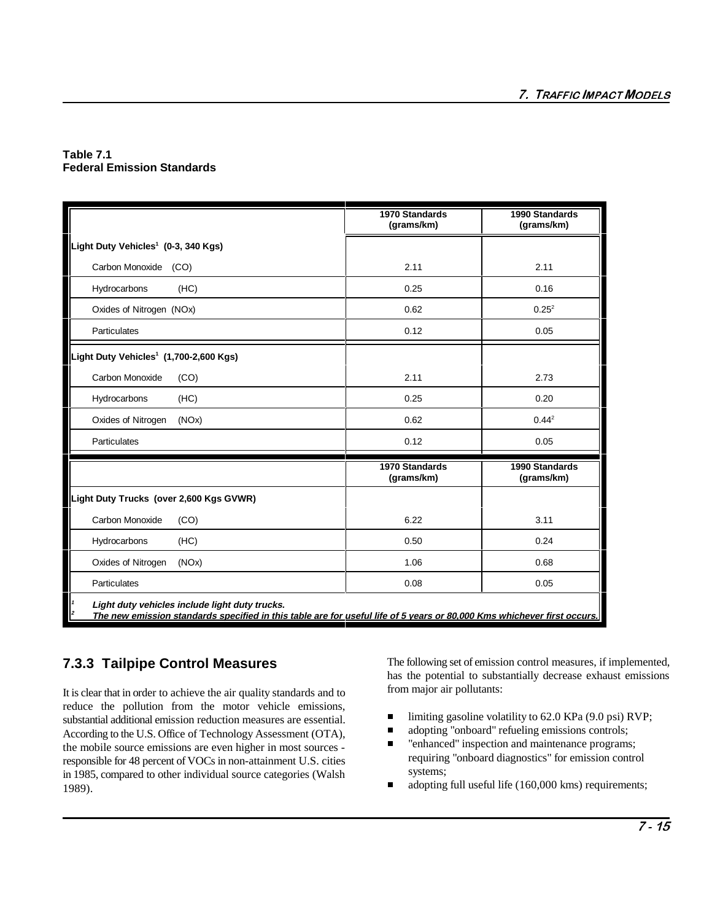**Table 7.1**
**Federal Emission Standards**

| | 1970 Standards (grams/km) | 1990 Standards (grams/km) |
|---|---|---|
| **Light Duty Vehicles[1] (0-3, 340 Kgs)** | | |
| Carbon Monoxide (CO) | 2.11 | 2.11 |
| Hydrocarbons (HC) | 0.25 | 0.16 |
| Oxides of Nitrogen (NOx) | 0.62 | 0.25[2] |
| Particulates | 0.12 | 0.05 |
| **Light Duty Vehicles[1] (1,700-2,600 Kgs)** | | |
| Carbon Monoxide (CO) | 2.11 | 2.73 |
| Hydrocarbons (HC) | 0.25 | 0.20 |
| Oxides of Nitrogen (NOx) | 0.62 | 0.44[2] |
| Particulates | 0.12 | 0.05 |
| | **1970 Standards (grams/km)** | **1990 Standards (grams/km)** |
| **Light Duty Trucks (over 2,600 Kgs GVWR)** | | |
| Carbon Monoxide (CO) | 6.22 | 3.11 |
| Hydrocarbons (HC) | 0.50 | 0.24 |
| Oxides of Nitrogen (NOx) | 1.06 | 0.68 |
| Particulates | 0.08 | 0.05 |

[1] *Light duty vehicles include light duty trucks.*
[2] ***The new emission standards specified in this table are for useful life of 5 years or 80,000 Kms whichever first occurs.***

## 7.3.3 Tailpipe Control Measures

It is clear that in order to achieve the air quality standards and to reduce the pollution from the motor vehicle emissions, substantial additional emission reduction measures are essential. According to the U.S. Office of Technology Assessment (OTA), the mobile source emissions are even higher in most sources - responsible for 48 percent of VOCs in non-attainment U.S. cities in 1985, compared to other individual source categories (Walsh 1989).

The following set of emission control measures, if implemented, has the potential to substantially decrease exhaust emissions from major air pollutants:

- limiting gasoline volatility to 62.0 KPa (9.0 psi) RVP;
- adopting "onboard" refueling emissions controls;
- "enhanced" inspection and maintenance programs; requiring "onboard diagnostics" for emission control systems;
- adopting full useful life (160,000 kms) requirements;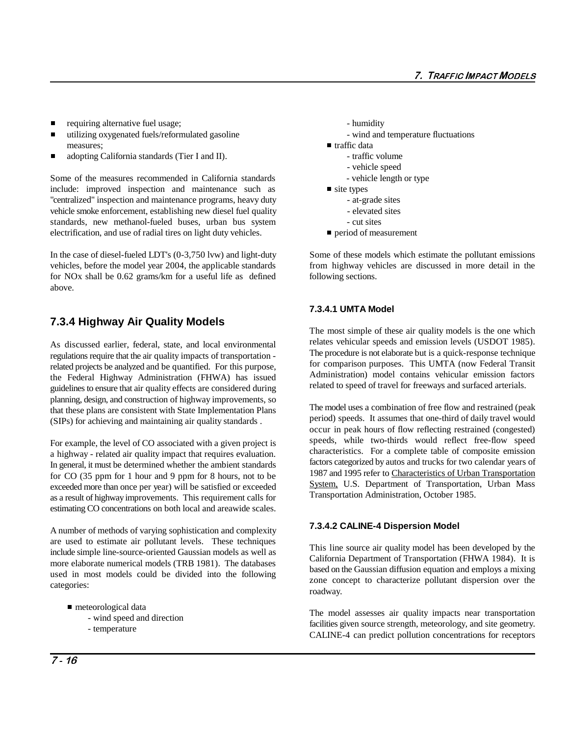- requiring alternative fuel usage;
- utilizing oxygenated fuels/reformulated gasoline measures;
- adopting California standards (Tier I and II).

Some of the measures recommended in California standards include: improved inspection and maintenance such as "centralized" inspection and maintenance programs, heavy duty vehicle smoke enforcement, establishing new diesel fuel quality standards, new methanol-fueled buses, urban bus system electrification, and use of radial tires on light duty vehicles.

In the case of diesel-fueled LDT's (0-3,750 lvw) and light-duty vehicles, before the model year 2004, the applicable standards for NOx shall be 0.62 grams/km for a useful life as defined above.

## 7.3.4 Highway Air Quality Models

As discussed earlier, federal, state, and local environmental regulations require that the air quality impacts of transportation - related projects be analyzed and be quantified. For this purpose, the Federal Highway Administration (FHWA) has issued guidelines to ensure that air quality effects are considered during planning, design, and construction of highway improvements, so that these plans are consistent with State Implementation Plans (SIPs) for achieving and maintaining air quality standards .

For example, the level of CO associated with a given project is a highway - related air quality impact that requires evaluation. In general, it must be determined whether the ambient standards for CO (35 ppm for 1 hour and 9 ppm for 8 hours, not to be exceeded more than once per year) will be satisfied or exceeded as a result of highway improvements. This requirement calls for estimating CO concentrations on both local and areawide scales.

A number of methods of varying sophistication and complexity are used to estimate air pollutant levels. These techniques include simple line-source-oriented Gaussian models as well as more elaborate numerical models (TRB 1981). The databases used in most models could be divided into the following categories:

- meteorological data
  - wind speed and direction
  - temperature
  - humidity
  - wind and temperature fluctuations
- traffic data
  - traffic volume
  - vehicle speed
  - vehicle length or type
- site types
  - at-grade sites
  - elevated sites
  - cut sites
- period of measurement

Some of these models which estimate the pollutant emissions from highway vehicles are discussed in more detail in the following sections.

### 7.3.4.1 UMTA Model

The most simple of these air quality models is the one which relates vehicular speeds and emission levels (USDOT 1985). The procedure is not elaborate but is a quick-response technique for comparison purposes. This UMTA (now Federal Transit Administration) model contains vehicular emission factors related to speed of travel for freeways and surfaced arterials.

The model uses a combination of free flow and restrained (peak period) speeds. It assumes that one-third of daily travel would occur in peak hours of flow reflecting restrained (congested) speeds, while two-thirds would reflect free-flow speed characteristics. For a complete table of composite emission factors categorized by autos and trucks for two calendar years of 1987 and 1995 refer to Characteristics of Urban Transportation System, U.S. Department of Transportation, Urban Mass Transportation Administration, October 1985.

### 7.3.4.2 CALINE-4 Dispersion Model

This line source air quality model has been developed by the California Department of Transportation (FHWA 1984). It is based on the Gaussian diffusion equation and employs a mixing zone concept to characterize pollutant dispersion over the roadway.

The model assesses air quality impacts near transportation facilities given source strength, meteorology, and site geometry. CALINE-4 can predict pollution concentrations for receptors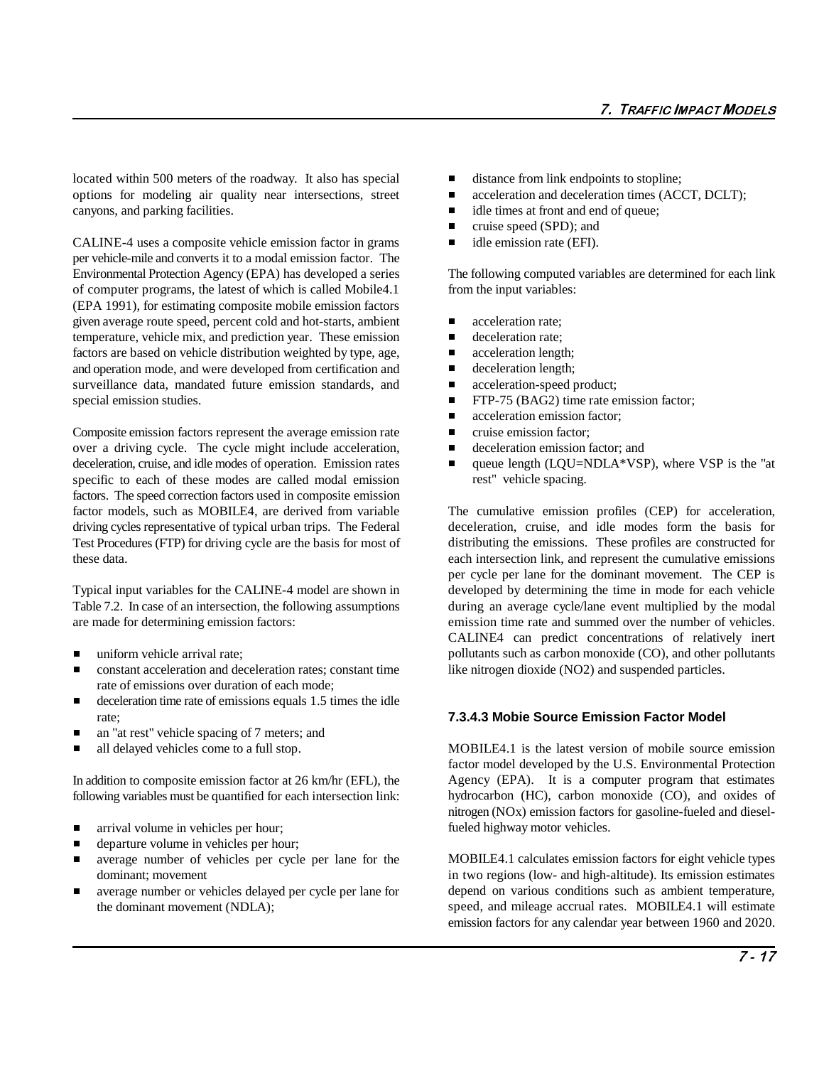located within 500 meters of the roadway. It also has special options for modeling air quality near intersections, street canyons, and parking facilities.

CALINE-4 uses a composite vehicle emission factor in grams per vehicle-mile and converts it to a modal emission factor. The Environmental Protection Agency (EPA) has developed a series of computer programs, the latest of which is called Mobile4.1 (EPA 1991), for estimating composite mobile emission factors given average route speed, percent cold and hot-starts, ambient temperature, vehicle mix, and prediction year. These emission factors are based on vehicle distribution weighted by type, age, and operation mode, and were developed from certification and surveillance data, mandated future emission standards, and special emission studies.

Composite emission factors represent the average emission rate over a driving cycle. The cycle might include acceleration, deceleration, cruise, and idle modes of operation. Emission rates specific to each of these modes are called modal emission factors. The speed correction factors used in composite emission factor models, such as MOBILE4, are derived from variable driving cycles representative of typical urban trips. The Federal Test Procedures (FTP) for driving cycle are the basis for most of these data.

Typical input variables for the CALINE-4 model are shown in Table 7.2. In case of an intersection, the following assumptions are made for determining emission factors:

- uniform vehicle arrival rate;
- constant acceleration and deceleration rates; constant time rate of emissions over duration of each mode;
- deceleration time rate of emissions equals 1.5 times the idle rate;
- an "at rest" vehicle spacing of 7 meters; and
- all delayed vehicles come to a full stop.

In addition to composite emission factor at 26 km/hr (EFL), the following variables must be quantified for each intersection link:

- arrival volume in vehicles per hour;
- departure volume in vehicles per hour;
- average number of vehicles per cycle per lane for the dominant; movement
- average number or vehicles delayed per cycle per lane for the dominant movement (NDLA);
- distance from link endpoints to stopline;
- acceleration and deceleration times (ACCT, DCLT);
- idle times at front and end of queue;
- cruise speed (SPD); and
- idle emission rate (EFI).

The following computed variables are determined for each link from the input variables:

- acceleration rate;
- deceleration rate;
- acceleration length;
- deceleration length;
- acceleration-speed product;
- FTP-75 (BAG2) time rate emission factor;
- acceleration emission factor;
- cruise emission factor;
- deceleration emission factor; and
- queue length (LQU=NDLA*VSP), where VSP is the "at rest" vehicle spacing.

The cumulative emission profiles (CEP) for acceleration, deceleration, cruise, and idle modes form the basis for distributing the emissions. These profiles are constructed for each intersection link, and represent the cumulative emissions per cycle per lane for the dominant movement. The CEP is developed by determining the time in mode for each vehicle during an average cycle/lane event multiplied by the modal emission time rate and summed over the number of vehicles. CALINE4 can predict concentrations of relatively inert pollutants such as carbon monoxide (CO), and other pollutants like nitrogen dioxide (NO2) and suspended particles.

### 7.3.4.3 Mobie Source Emission Factor Model

MOBILE4.1 is the latest version of mobile source emission factor model developed by the U.S. Environmental Protection Agency (EPA). It is a computer program that estimates hydrocarbon (HC), carbon monoxide (CO), and oxides of nitrogen (NOx) emission factors for gasoline-fueled and diesel-fueled highway motor vehicles.

MOBILE4.1 calculates emission factors for eight vehicle types in two regions (low- and high-altitude). Its emission estimates depend on various conditions such as ambient temperature, speed, and mileage accrual rates. MOBILE4.1 will estimate emission factors for any calendar year between 1960 and 2020.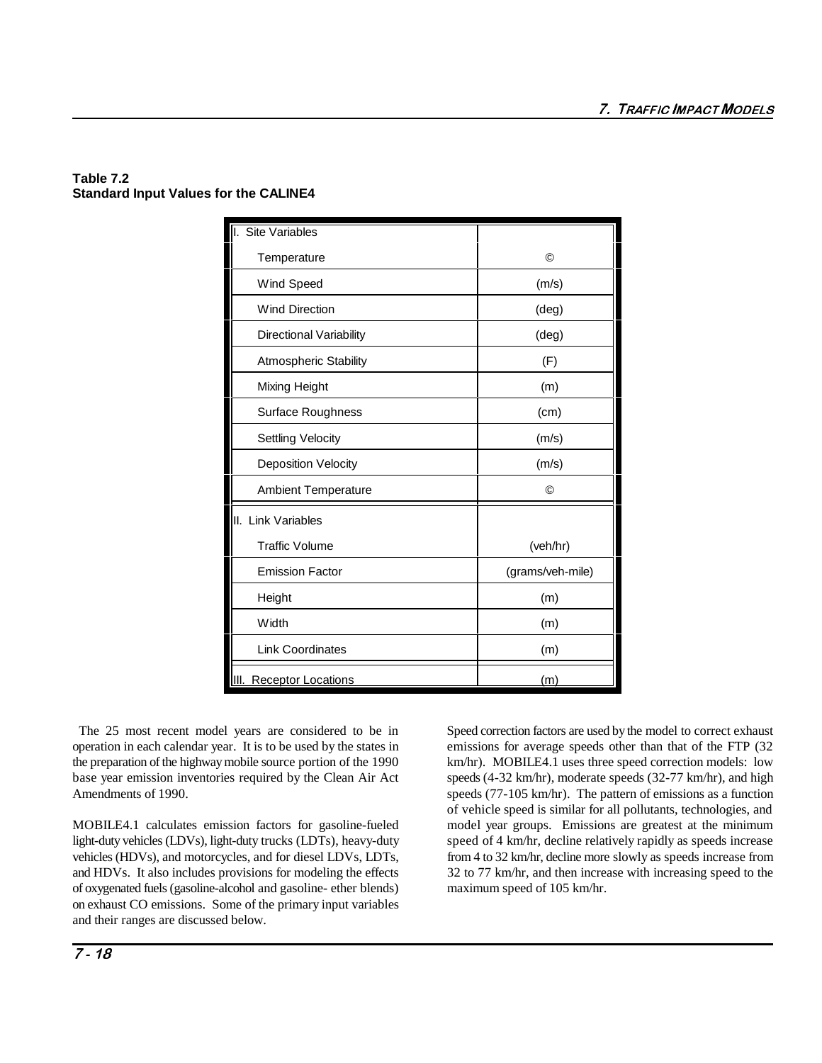**Table 7.2**
**Standard Input Values for the CALINE4**

| | |
|---|---|
| I. Site Variables | |
| Temperature | © |
| Wind Speed | (m/s) |
| Wind Direction | (deg) |
| Directional Variability | (deg) |
| Atmospheric Stability | (F) |
| Mixing Height | (m) |
| Surface Roughness | (cm) |
| Settling Velocity | (m/s) |
| Deposition Velocity | (m/s) |
| Ambient Temperature | © |
| II. Link Variables | |
| Traffic Volume | (veh/hr) |
| Emission Factor | (grams/veh-mile) |
| Height | (m) |
| Width | (m) |
| Link Coordinates | (m) |
| III. Receptor Locations | (m) |

The 25 most recent model years are considered to be in operation in each calendar year. It is to be used by the states in the preparation of the highway mobile source portion of the 1990 base year emission inventories required by the Clean Air Act Amendments of 1990.

MOBILE4.1 calculates emission factors for gasoline-fueled light-duty vehicles (LDVs), light-duty trucks (LDTs), heavy-duty vehicles (HDVs), and motorcycles, and for diesel LDVs, LDTs, and HDVs. It also includes provisions for modeling the effects of oxygenated fuels (gasoline-alcohol and gasoline- ether blends) on exhaust CO emissions. Some of the primary input variables and their ranges are discussed below.

Speed correction factors are used by the model to correct exhaust emissions for average speeds other than that of the FTP (32 km/hr). MOBILE4.1 uses three speed correction models: low speeds (4-32 km/hr), moderate speeds (32-77 km/hr), and high speeds (77-105 km/hr). The pattern of emissions as a function of vehicle speed is similar for all pollutants, technologies, and model year groups. Emissions are greatest at the minimum speed of 4 km/hr, decline relatively rapidly as speeds increase from 4 to 32 km/hr, decline more slowly as speeds increase from 32 to 77 km/hr, and then increase with increasing speed to the maximum speed of 105 km/hr.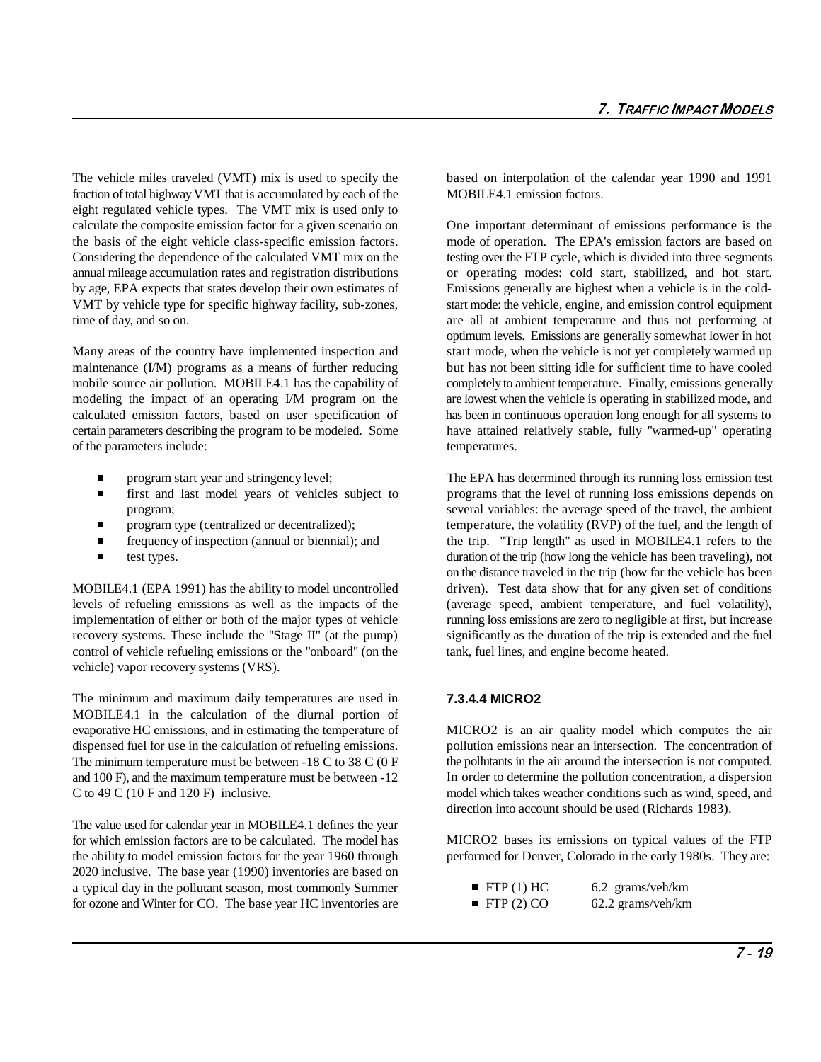The vehicle miles traveled (VMT) mix is used to specify the fraction of total highway VMT that is accumulated by each of the eight regulated vehicle types. The VMT mix is used only to calculate the composite emission factor for a given scenario on the basis of the eight vehicle class-specific emission factors. Considering the dependence of the calculated VMT mix on the annual mileage accumulation rates and registration distributions by age, EPA expects that states develop their own estimates of VMT by vehicle type for specific highway facility, sub-zones, time of day, and so on.

Many areas of the country have implemented inspection and maintenance (I/M) programs as a means of further reducing mobile source air pollution. MOBILE4.1 has the capability of modeling the impact of an operating I/M program on the calculated emission factors, based on user specification of certain parameters describing the program to be modeled. Some of the parameters include:

- program start year and stringency level;
- first and last model years of vehicles subject to program;
- program type (centralized or decentralized);
- frequency of inspection (annual or biennial); and
- test types.

MOBILE4.1 (EPA 1991) has the ability to model uncontrolled levels of refueling emissions as well as the impacts of the implementation of either or both of the major types of vehicle recovery systems. These include the "Stage II" (at the pump) control of vehicle refueling emissions or the "onboard" (on the vehicle) vapor recovery systems (VRS).

The minimum and maximum daily temperatures are used in MOBILE4.1 in the calculation of the diurnal portion of evaporative HC emissions, and in estimating the temperature of dispensed fuel for use in the calculation of refueling emissions. The minimum temperature must be between -18 C to 38 C (0 F and 100 F), and the maximum temperature must be between -12 C to 49 C (10 F and 120 F) inclusive.

The value used for calendar year in MOBILE4.1 defines the year for which emission factors are to be calculated. The model has the ability to model emission factors for the year 1960 through 2020 inclusive. The base year (1990) inventories are based on a typical day in the pollutant season, most commonly Summer for ozone and Winter for CO. The base year HC inventories are based on interpolation of the calendar year 1990 and 1991 MOBILE4.1 emission factors.

One important determinant of emissions performance is the mode of operation. The EPA's emission factors are based on testing over the FTP cycle, which is divided into three segments or operating modes: cold start, stabilized, and hot start. Emissions generally are highest when a vehicle is in the cold-start mode: the vehicle, engine, and emission control equipment are all at ambient temperature and thus not performing at optimum levels. Emissions are generally somewhat lower in hot start mode, when the vehicle is not yet completely warmed up but has not been sitting idle for sufficient time to have cooled completely to ambient temperature. Finally, emissions generally are lowest when the vehicle is operating in stabilized mode, and has been in continuous operation long enough for all systems to have attained relatively stable, fully "warmed-up" operating temperatures.

The EPA has determined through its running loss emission test programs that the level of running loss emissions depends on several variables: the average speed of the travel, the ambient temperature, the volatility (RVP) of the fuel, and the length of the trip. "Trip length" as used in MOBILE4.1 refers to the duration of the trip (how long the vehicle has been traveling), not on the distance traveled in the trip (how far the vehicle has been driven). Test data show that for any given set of conditions (average speed, ambient temperature, and fuel volatility), running loss emissions are zero to negligible at first, but increase significantly as the duration of the trip is extended and the fuel tank, fuel lines, and engine become heated.

#### 7.3.4.4 MICRO2

MICRO2 is an air quality model which computes the air pollution emissions near an intersection. The concentration of the pollutants in the air around the intersection is not computed. In order to determine the pollution concentration, a dispersion model which takes weather conditions such as wind, speed, and direction into account should be used (Richards 1983).

MICRO2 bases its emissions on typical values of the FTP performed for Denver, Colorado in the early 1980s. They are:

- FTP (1) HC 6.2 grams/veh/km
- FTP (2) CO 62.2 grams/veh/km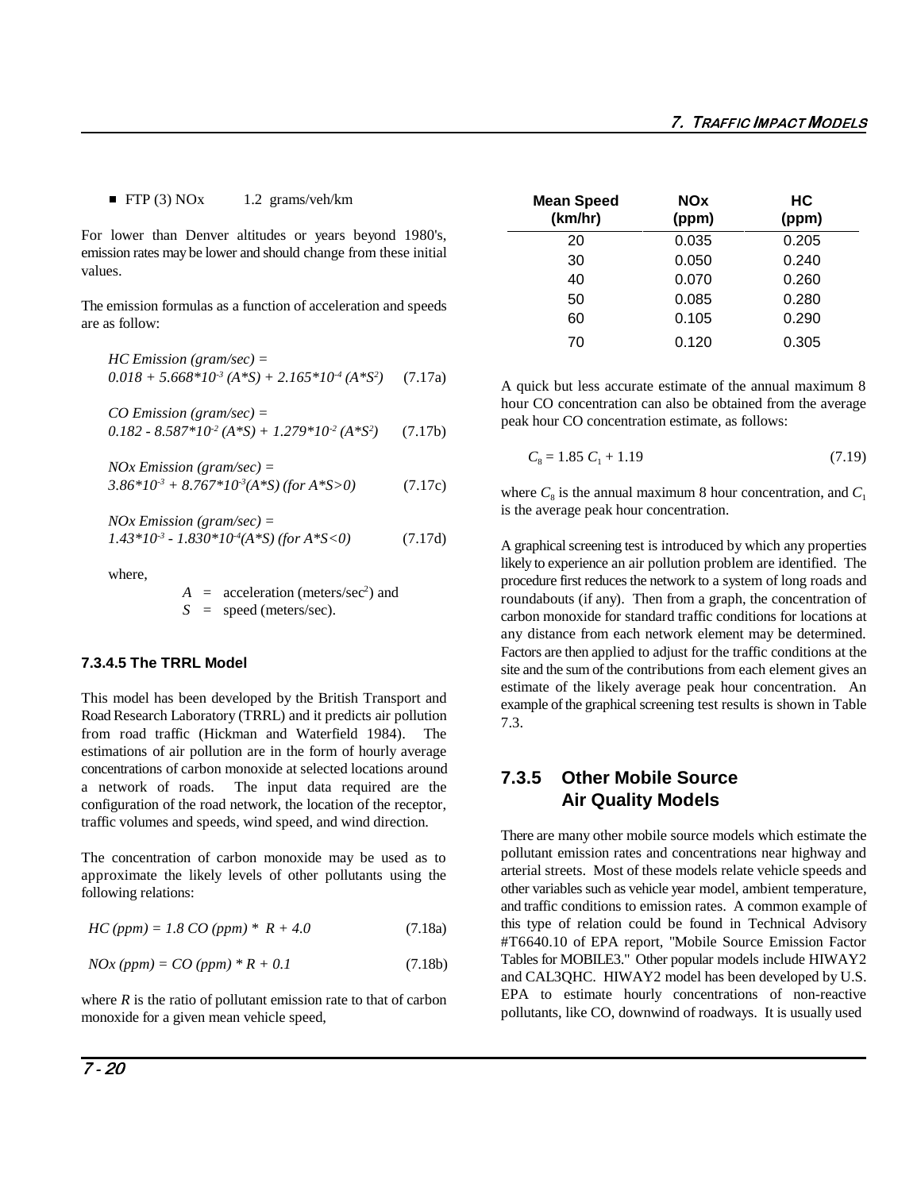- FTP (3) NOx 1.2 grams/veh/km

For lower than Denver altitudes or years beyond 1980's, emission rates may be lower and should change from these initial values.

The emission formulas as a function of acceleration and speeds are as follow:

*HC Emission (gram/sec) =*
$$0.018 + 5.668 \times 10^{-3} (A \cdot S) + 2.165 \times 10^{-4} (A \cdot S^2) \quad (7.17a)$$

*CO Emission (gram/sec) =*
$$0.182 - 8.587 \times 10^{-2} (A \cdot S) + 1.279 \times 10^{-2} (A \cdot S^2) \quad (7.17b)$$

*NOx Emission (gram/sec) =*
$$3.86 \times 10^{-3} + 8.767 \times 10^{-3} (A \cdot S) \text{ (for } A \cdot S > 0) \quad (7.17c)$$

*NOx Emission (gram/sec) =*
$$1.43 \times 10^{-3} - 1.830 \times 10^{-4} (A \cdot S) \text{ (for } A \cdot S < 0) \quad (7.17d)$$

where,

$A$ = acceleration (meters/sec$^2$) and
$S$ = speed (meters/sec).

#### 7.3.4.5 The TRRL Model

This model has been developed by the British Transport and Road Research Laboratory (TRRL) and it predicts air pollution from road traffic (Hickman and Waterfield 1984). The estimations of air pollution are in the form of hourly average concentrations of carbon monoxide at selected locations around a network of roads. The input data required are the configuration of the road network, the location of the receptor, traffic volumes and speeds, wind speed, and wind direction.

The concentration of carbon monoxide may be used as to approximate the likely levels of other pollutants using the following relations:

$$HC\ (ppm) = 1.8\ CO\ (ppm) \cdot R + 4.0 \quad (7.18a)$$

$$NOx\ (ppm) = CO\ (ppm) \cdot R + 0.1 \quad (7.18b)$$

where $R$ is the ratio of pollutant emission rate to that of carbon monoxide for a given mean vehicle speed,

| Mean Speed (km/hr) | NOx (ppm) | HC (ppm) |
|---|---|---|
| 20 | 0.035 | 0.205 |
| 30 | 0.050 | 0.240 |
| 40 | 0.070 | 0.260 |
| 50 | 0.085 | 0.280 |
| 60 | 0.105 | 0.290 |
| 70 | 0.120 | 0.305 |

A quick but less accurate estimate of the annual maximum 8 hour CO concentration can also be obtained from the average peak hour CO concentration estimate, as follows:

$$C_8 = 1.85\ C_1 + 1.19 \quad (7.19)$$

where $C_8$ is the annual maximum 8 hour concentration, and $C_1$ is the average peak hour concentration.

A graphical screening test is introduced by which any properties likely to experience an air pollution problem are identified. The procedure first reduces the network to a system of long roads and roundabouts (if any). Then from a graph, the concentration of carbon monoxide for standard traffic conditions for locations at any distance from each network element may be determined. Factors are then applied to adjust for the traffic conditions at the site and the sum of the contributions from each element gives an estimate of the likely average peak hour concentration. An example of the graphical screening test results is shown in Table 7.3.

### 7.3.5 Other Mobile Source Air Quality Models

There are many other mobile source models which estimate the pollutant emission rates and concentrations near highway and arterial streets. Most of these models relate vehicle speeds and other variables such as vehicle year model, ambient temperature, and traffic conditions to emission rates. A common example of this type of relation could be found in Technical Advisory #T6640.10 of EPA report, "Mobile Source Emission Factor Tables for MOBILE3." Other popular models include HIWAY2 and CAL3QHC. HIWAY2 model has been developed by U.S. EPA to estimate hourly concentrations of non-reactive pollutants, like CO, downwind of roadways. It is usually used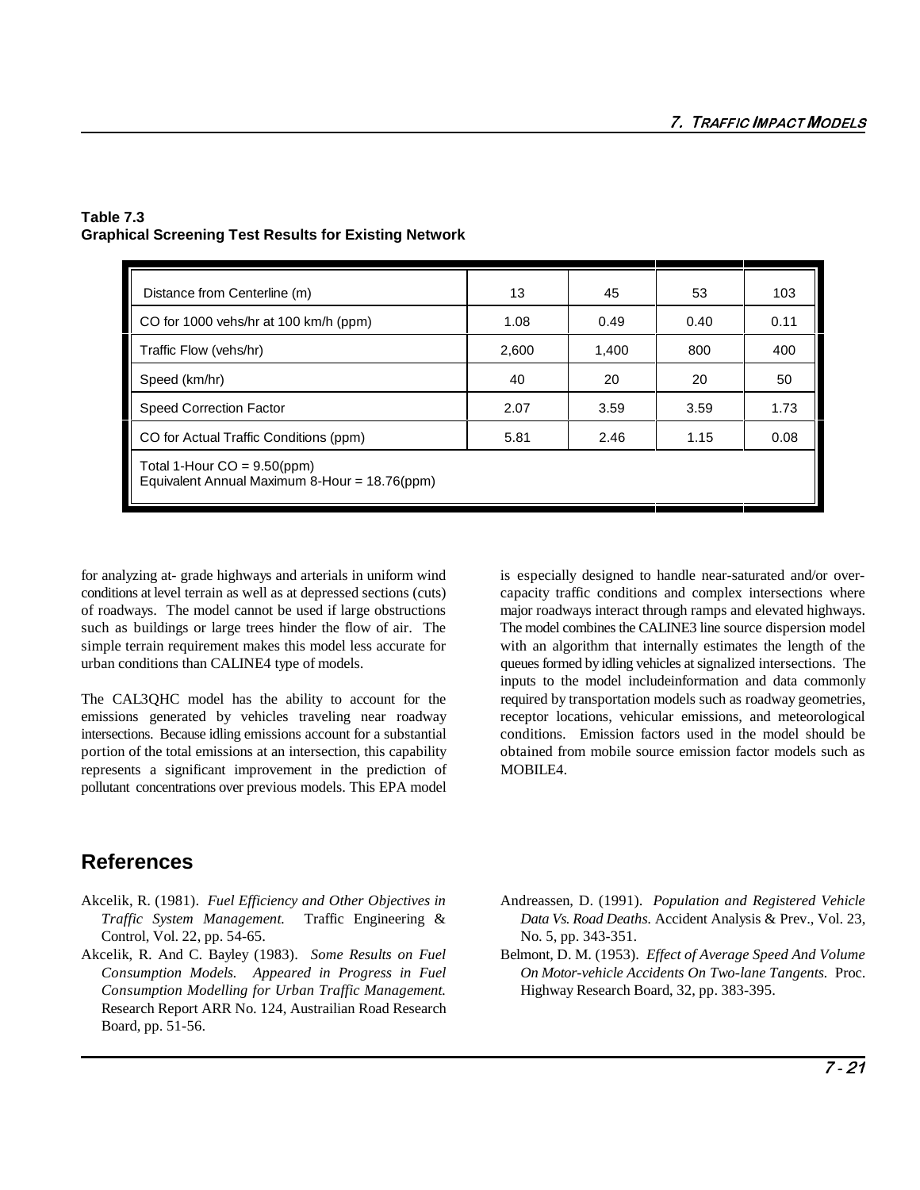**Table 7.3**
**Graphical Screening Test Results for Existing Network**

| Distance from Centerline (m) | 13 | 45 | 53 | 103 |
|---|---|---|---|---|
| CO for 1000 vehs/hr at 100 km/h (ppm) | 1.08 | 0.49 | 0.40 | 0.11 |
| Traffic Flow (vehs/hr) | 2,600 | 1,400 | 800 | 400 |
| Speed (km/hr) | 40 | 20 | 20 | 50 |
| Speed Correction Factor | 2.07 | 3.59 | 3.59 | 1.73 |
| CO for Actual Traffic Conditions (ppm) | 5.81 | 2.46 | 1.15 | 0.08 |
| Total 1-Hour CO = 9.50(ppm)<br>Equivalent Annual Maximum 8-Hour = 18.76(ppm) | | | | |

for analyzing at- grade highways and arterials in uniform wind conditions at level terrain as well as at depressed sections (cuts) of roadways. The model cannot be used if large obstructions such as buildings or large trees hinder the flow of air. The simple terrain requirement makes this model less accurate for urban conditions than CALINE4 type of models.

The CAL3QHC model has the ability to account for the emissions generated by vehicles traveling near roadway intersections. Because idling emissions account for a substantial portion of the total emissions at an intersection, this capability represents a significant improvement in the prediction of pollutant concentrations over previous models. This EPA model is especially designed to handle near-saturated and/or over-capacity traffic conditions and complex intersections where major roadways interact through ramps and elevated highways. The model combines the CALINE3 line source dispersion model with an algorithm that internally estimates the length of the queues formed by idling vehicles at signalized intersections. The inputs to the model includeinformation and data commonly required by transportation models such as roadway geometries, receptor locations, vehicular emissions, and meteorological conditions. Emission factors used in the model should be obtained from mobile source emission factor models such as MOBILE4.

## References

Akcelik, R. (1981). *Fuel Efficiency and Other Objectives in Traffic System Management.* Traffic Engineering & Control, Vol. 22, pp. 54-65.

Akcelik, R. And C. Bayley (1983). *Some Results on Fuel Consumption Models. Appeared in Progress in Fuel Consumption Modelling for Urban Traffic Management.* Research Report ARR No. 124, Austrailian Road Research Board, pp. 51-56.

Andreassen, D. (1991). *Population and Registered Vehicle Data Vs. Road Deaths.* Accident Analysis & Prev., Vol. 23, No. 5, pp. 343-351.

Belmont, D. M. (1953). *Effect of Average Speed And Volume On Motor-vehicle Accidents On Two-lane Tangents.* Proc. Highway Research Board, 32, pp. 383-395.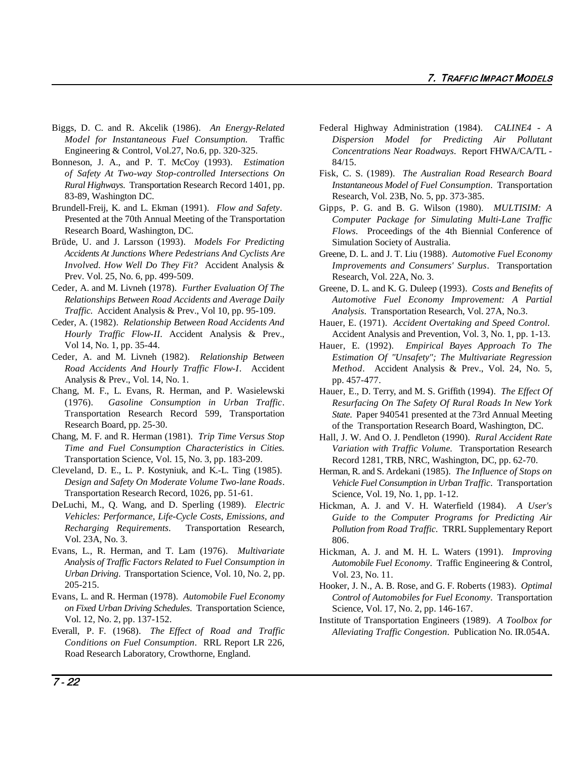Biggs, D. C. and R. Akcelik (1986). *An Energy-Related Model for Instantaneous Fuel Consumption.* Traffic Engineering & Control, Vol.27, No.6, pp. 320-325.

Bonneson, J. A., and P. T. McCoy (1993). *Estimation of Safety At Two-way Stop-controlled Intersections On Rural Highways.* Transportation Research Record 1401, pp. 83-89, Washington DC.

Brundell-Freij, K. and L. Ekman (1991). *Flow and Safety*. Presented at the 70th Annual Meeting of the Transportation Research Board, Washington, DC.

Brüde, U. and J. Larsson (1993). *Models For Predicting Accidents At Junctions Where Pedestrians And Cyclists Are Involved. How Well Do They Fit?* Accident Analysis & Prev. Vol. 25, No. 6, pp. 499-509.

Ceder, A. and M. Livneh (1978). *Further Evaluation Of The Relationships Between Road Accidents and Average Daily Traffic.* Accident Analysis & Prev., Vol 10, pp. 95-109.

Ceder, A. (1982). *Relationship Between Road Accidents And Hourly Traffic Flow-II.* Accident Analysis & Prev., Vol 14, No. 1, pp. 35-44.

Ceder, A. and M. Livneh (1982). *Relationship Between Road Accidents And Hourly Traffic Flow-I*. Accident Analysis & Prev., Vol. 14, No. 1.

Chang, M. F., L. Evans, R. Herman, and P. Wasielewski (1976). *Gasoline Consumption in Urban Traffic*. Transportation Research Record 599, Transportation Research Board, pp. 25-30.

Chang, M. F. and R. Herman (1981). *Trip Time Versus Stop Time and Fuel Consumption Characteristics in Cities.* Transportation Science, Vol. 15, No. 3, pp. 183-209.

Cleveland, D. E., L. P. Kostyniuk, and K.-L. Ting (1985). *Design and Safety On Moderate Volume Two-lane Roads*. Transportation Research Record, 1026, pp. 51-61.

DeLuchi, M., Q. Wang, and D. Sperling (1989). *Electric Vehicles: Performance, Life-Cycle Costs, Emissions, and Recharging Requirements*. Transportation Research, Vol. 23A, No. 3.

Evans, L., R. Herman, and T. Lam (1976). *Multivariate Analysis of Traffic Factors Related to Fuel Consumption in Urban Driving*. Transportation Science, Vol. 10, No. 2, pp. 205-215.

Evans, L. and R. Herman (1978). *Automobile Fuel Economy on Fixed Urban Driving Schedules.* Transportation Science, Vol. 12, No. 2, pp. 137-152.

Everall, P. F. (1968). *The Effect of Road and Traffic Conditions on Fuel Consumption*. RRL Report LR 226, Road Research Laboratory, Crowthorne, England.

Federal Highway Administration (1984). *CALINE4 - A Dispersion Model for Predicting Air Pollutant Concentrations Near Roadways*. Report FHWA/CA/TL - 84/15.

Fisk, C. S. (1989). *The Australian Road Research Board Instantaneous Model of Fuel Consumption*. Transportation Research, Vol. 23B, No. 5, pp. 373-385.

Gipps, P. G. and B. G. Wilson (1980). *MULTISIM: A Computer Package for Simulating Multi-Lane Traffic Flows*. Proceedings of the 4th Biennial Conference of Simulation Society of Australia.

Greene, D. L. and J. T. Liu (1988). *Automotive Fuel Economy Improvements and Consumers' Surplus*. Transportation Research, Vol. 22A, No. 3.

Greene, D. L. and K. G. Duleep (1993). *Costs and Benefits of Automotive Fuel Economy Improvement: A Partial Analysis*. Transportation Research, Vol. 27A, No.3.

Hauer, E. (1971). *Accident Overtaking and Speed Control.* Accident Analysis and Prevention, Vol. 3, No. 1, pp. 1-13.

Hauer, E. (1992). *Empirical Bayes Approach To The Estimation Of "Unsafety"; The Multivariate Regression Method*. Accident Analysis & Prev., Vol. 24, No. 5, pp. 457-477.

Hauer, E., D. Terry, and M. S. Griffith (1994). *The Effect Of Resurfacing On The Safety Of Rural Roads In New York State.* Paper 940541 presented at the 73rd Annual Meeting of the Transportation Research Board, Washington, DC.

Hall, J. W. And O. J. Pendleton (1990). *Rural Accident Rate Variation with Traffic Volume.* Transportation Research Record 1281, TRB, NRC, Washington, DC, pp. 62-70.

Herman, R. and S. Ardekani (1985). *The Influence of Stops on Vehicle Fuel Consumption in Urban Traffic*. Transportation Science, Vol. 19, No. 1, pp. 1-12.

Hickman, A. J. and V. H. Waterfield (1984). *A User's Guide to the Computer Programs for Predicting Air Pollution from Road Traffic.* TRRL Supplementary Report 806.

Hickman, A. J. and M. H. L. Waters (1991). *Improving Automobile Fuel Economy*. Traffic Engineering & Control, Vol. 23, No. 11.

Hooker, J. N., A. B. Rose, and G. F. Roberts (1983). *Optimal Control of Automobiles for Fuel Economy*. Transportation Science, Vol. 17, No. 2, pp. 146-167.

Institute of Transportation Engineers (1989). *A Toolbox for Alleviating Traffic Congestion*. Publication No. IR.054A.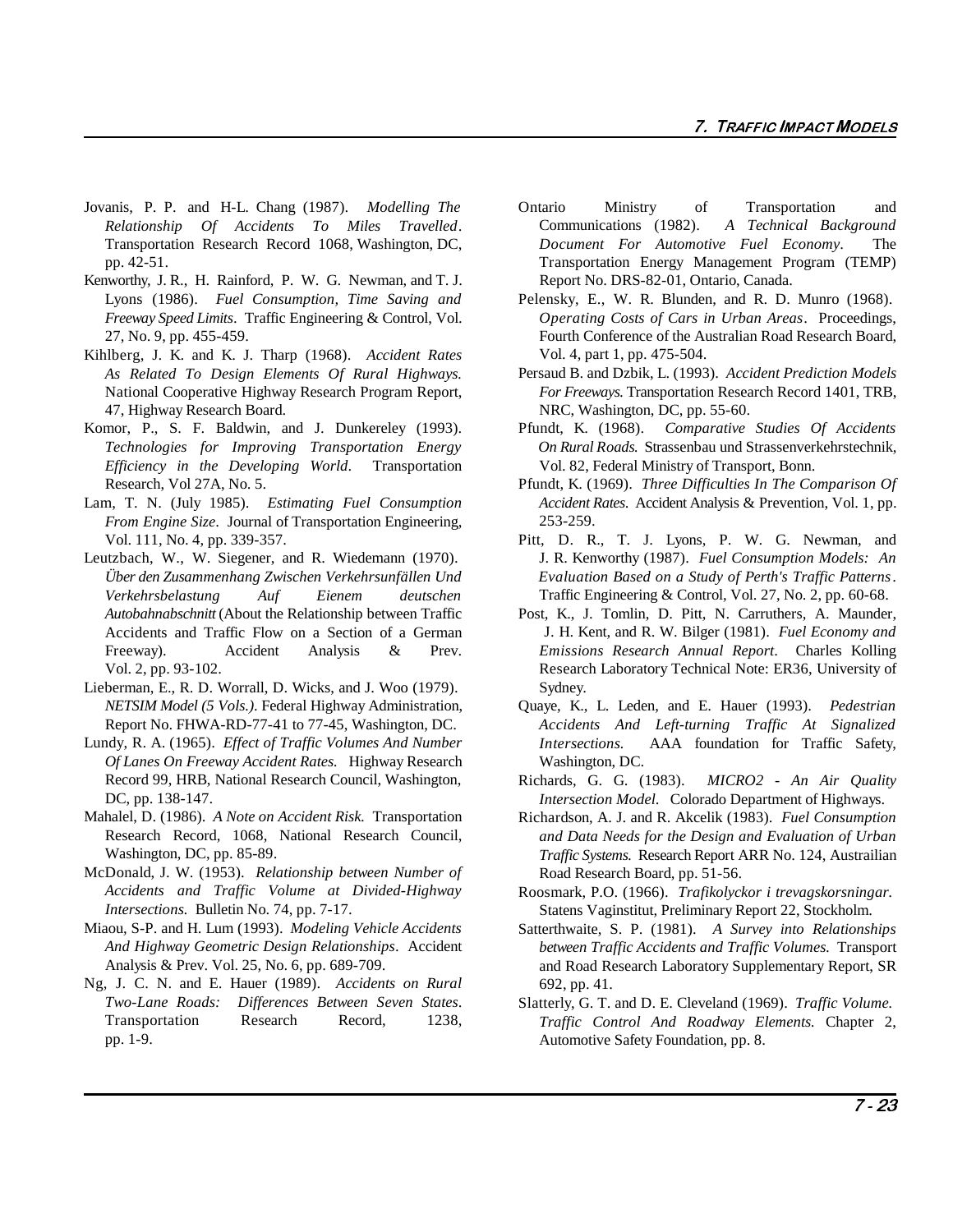Jovanis, P. P. and H-L. Chang (1987). *Modelling The Relationship Of Accidents To Miles Travelled*. Transportation Research Record 1068, Washington, DC, pp. 42-51.

Kenworthy, J. R., H. Rainford, P. W. G. Newman, and T. J. Lyons (1986). *Fuel Consumption, Time Saving and Freeway Speed Limits*. Traffic Engineering & Control, Vol. 27, No. 9, pp. 455-459.

Kihlberg, J. K. and K. J. Tharp (1968). *Accident Rates As Related To Design Elements Of Rural Highways.* National Cooperative Highway Research Program Report, 47, Highway Research Board.

Komor, P., S. F. Baldwin, and J. Dunkereley (1993). *Technologies for Improving Transportation Energy Efficiency in the Developing World*. Transportation Research, Vol 27A, No. 5.

Lam, T. N. (July 1985). *Estimating Fuel Consumption From Engine Size*. Journal of Transportation Engineering, Vol. 111, No. 4, pp. 339-357.

Leutzbach, W., W. Siegener, and R. Wiedemann (1970). *Über den Zusammenhang Zwischen Verkehrsunfällen Und Verkehrsbelastung Auf Eienem deutschen Autobahnabschnitt* (About the Relationship between Traffic Accidents and Traffic Flow on a Section of a German Freeway). Accident Analysis & Prev. Vol. 2, pp. 93-102.

Lieberman, E., R. D. Worrall, D. Wicks, and J. Woo (1979). *NETSIM Model (5 Vols.)*. Federal Highway Administration, Report No. FHWA-RD-77-41 to 77-45, Washington, DC.

Lundy, R. A. (1965). *Effect of Traffic Volumes And Number Of Lanes On Freeway Accident Rates.* Highway Research Record 99, HRB, National Research Council, Washington, DC, pp. 138-147.

Mahalel, D. (1986). *A Note on Accident Risk.* Transportation Research Record, 1068, National Research Council, Washington, DC, pp. 85-89.

McDonald, J. W. (1953). *Relationship between Number of Accidents and Traffic Volume at Divided-Highway Intersections.* Bulletin No. 74, pp. 7-17.

Miaou, S-P. and H. Lum (1993). *Modeling Vehicle Accidents And Highway Geometric Design Relationships*. Accident Analysis & Prev. Vol. 25, No. 6, pp. 689-709.

Ng, J. C. N. and E. Hauer (1989). *Accidents on Rural Two-Lane Roads: Differences Between Seven States*. Transportation Research Record, 1238, pp. 1-9.

Ontario Ministry of Transportation and Communications (1982). *A Technical Background Document For Automotive Fuel Economy*. The Transportation Energy Management Program (TEMP) Report No. DRS-82-01, Ontario, Canada.

Pelensky, E., W. R. Blunden, and R. D. Munro (1968). *Operating Costs of Cars in Urban Areas*. Proceedings, Fourth Conference of the Australian Road Research Board, Vol. 4, part 1, pp. 475-504.

Persaud B. and Dzbik, L. (1993). *Accident Prediction Models For Freeways.* Transportation Research Record 1401, TRB, NRC, Washington, DC, pp. 55-60.

Pfundt, K. (1968). *Comparative Studies Of Accidents On Rural Roads.* Strassenbau und Strassenverkehrstechnik, Vol. 82, Federal Ministry of Transport, Bonn.

Pfundt, K. (1969). *Three Difficulties In The Comparison Of Accident Rates.* Accident Analysis & Prevention, Vol. 1, pp. 253-259.

Pitt, D. R., T. J. Lyons, P. W. G. Newman, and J. R. Kenworthy (1987). *Fuel Consumption Models: An Evaluation Based on a Study of Perth's Traffic Patterns*. Traffic Engineering & Control, Vol. 27, No. 2, pp. 60-68.

Post, K., J. Tomlin, D. Pitt, N. Carruthers, A. Maunder, J. H. Kent, and R. W. Bilger (1981). *Fuel Economy and Emissions Research Annual Report*. Charles Kolling Research Laboratory Technical Note: ER36, University of Sydney.

Quaye, K., L. Leden, and E. Hauer (1993). *Pedestrian Accidents And Left-turning Traffic At Signalized Intersections.* AAA foundation for Traffic Safety, Washington, DC.

Richards, G. G. (1983). *MICRO2 - An Air Quality Intersection Model*. Colorado Department of Highways.

Richardson, A. J. and R. Akcelik (1983). *Fuel Consumption and Data Needs for the Design and Evaluation of Urban Traffic Systems.* Research Report ARR No. 124, Austrailian Road Research Board, pp. 51-56.

Roosmark, P.O. (1966). *Trafikolyckor i trevagskorsningar.* Statens Vaginstitut, Preliminary Report 22, Stockholm.

Satterthwaite, S. P. (1981). *A Survey into Relationships between Traffic Accidents and Traffic Volumes.* Transport and Road Research Laboratory Supplementary Report, SR 692, pp. 41.

Slatterly, G. T. and D. E. Cleveland (1969). *Traffic Volume. Traffic Control And Roadway Elements.* Chapter 2, Automotive Safety Foundation, pp. 8.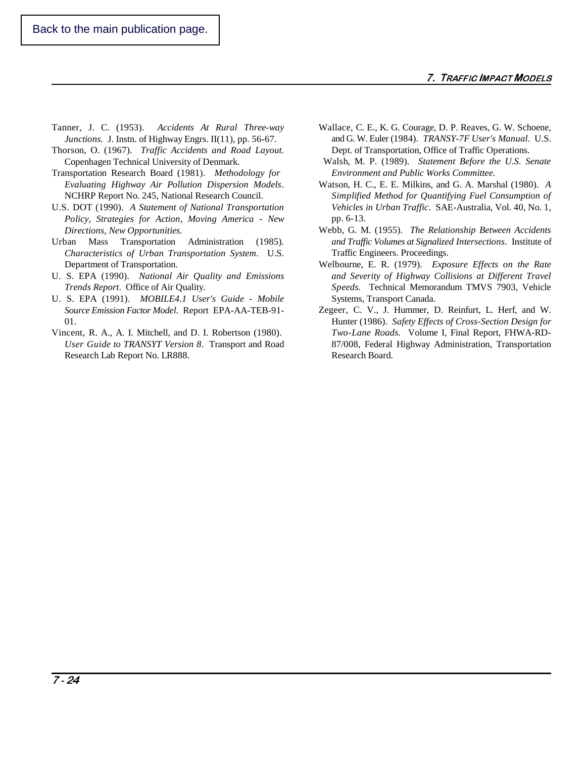[Back to the main publication page.]

Tanner, J. C. (1953). *Accidents At Rural Three-way Junctions.* J. Instn. of Highway Engrs. II(11), pp. 56-67.

Thorson, O. (1967). *Traffic Accidents and Road Layout.* Copenhagen Technical University of Denmark.

Transportation Research Board (1981). *Methodology for Evaluating Highway Air Pollution Dispersion Models*. NCHRP Report No. 245, National Research Council.

U.S. DOT (1990). *A Statement of National Transportation Policy, Strategies for Action, Moving America - New Directions, New Opportunities.*

Urban Mass Transportation Administration (1985). *Characteristics of Urban Transportation System*. U.S. Department of Transportation.

U. S. EPA (1990). *National Air Quality and Emissions Trends Report*. Office of Air Quality.

U. S. EPA (1991). *MOBILE4.1 User's Guide - Mobile Source Emission Factor Model.* Report EPA-AA-TEB-91-01.

Vincent, R. A., A. I. Mitchell, and D. I. Robertson (1980). *User Guide to TRANSYT Version 8*. Transport and Road Research Lab Report No. LR888.

Wallace, C. E., K. G. Courage, D. P. Reaves, G. W. Schoene, and G. W. Euler (1984). *TRANSY-7F User's Manual*. U.S. Dept. of Transportation, Office of Traffic Operations.

Walsh, M. P. (1989). *Statement Before the U.S. Senate Environment and Public Works Committee.*

Watson, H. C., E. E. Milkins, and G. A. Marshal (1980). *A Simplified Method for Quantifying Fuel Consumption of Vehicles in Urban Traffic*. SAE-Australia, Vol. 40, No. 1, pp. 6-13.

Webb, G. M. (1955). *The Relationship Between Accidents and Traffic Volumes at Signalized Intersections*. Institute of Traffic Engineers. Proceedings.

Welbourne, E. R. (1979). *Exposure Effects on the Rate and Severity of Highway Collisions at Different Travel Speeds.* Technical Memorandum TMVS 7903, Vehicle Systems, Transport Canada.

Zegeer, C. V., J. Hummer, D. Reinfurt, L. Herf, and W. Hunter (1986). *Safety Effects of Cross-Section Design for Two-Lane Roads.* Volume I, Final Report, FHWA-RD-87/008, Federal Highway Administration, Transportation Research Board.